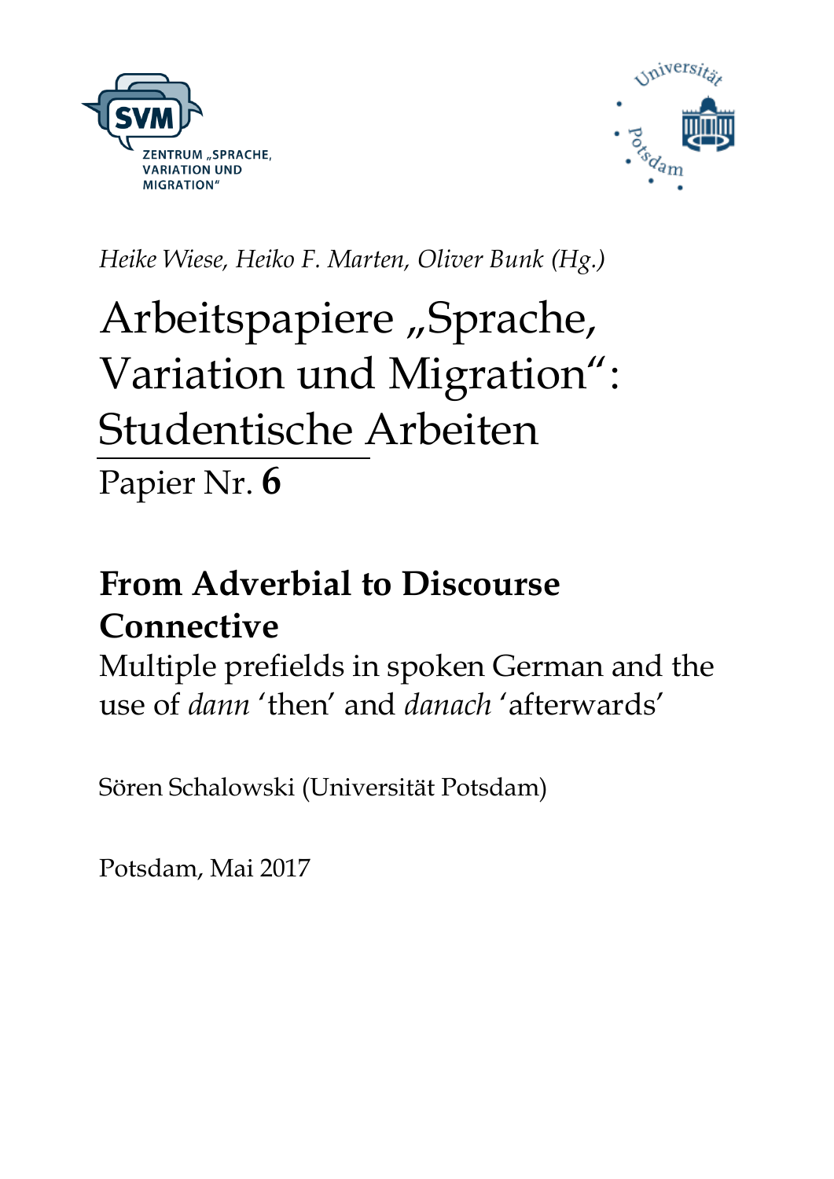ZENTRUM „SPRACHE, VARIATION UND MIGRATION“

*Heike Wiese, Heiko F. Marten, Oliver Bunk (Hg.)*

# Arbeitspapiere „Sprache, Variation und Migration“: Studentische Arbeiten

Papier Nr. **6**

## From Adverbial to Discourse Connective

Multiple prefields in spoken German and the use of *dann* ‘then’ and *danach* ‘afterwards’

Sören Schalowski (Universität Potsdam)

Potsdam, Mai 2017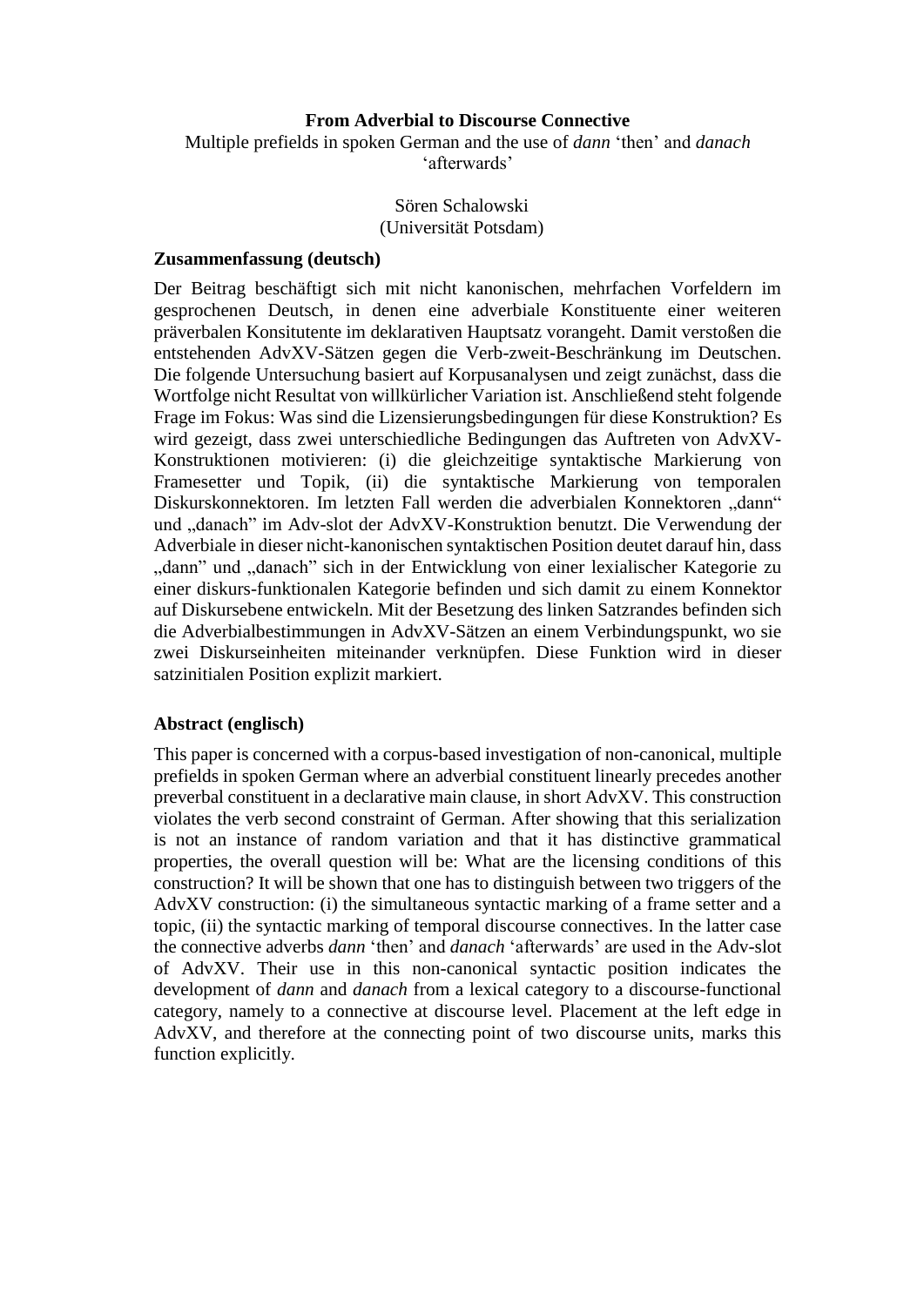**From Adverbial to Discourse Connective**

Multiple prefields in spoken German and the use of *dann* 'then' and *danach* 'afterwards'

Sören Schalowski
(Universität Potsdam)

**Zusammenfassung (deutsch)**

Der Beitrag beschäftigt sich mit nicht kanonischen, mehrfachen Vorfeldern im gesprochenen Deutsch, in denen eine adverbiale Konstituente einer weiteren präverbalen Konsitutente im deklarativen Hauptsatz vorangeht. Damit verstoßen die entstehenden AdvXV-Sätzen gegen die Verb-zweit-Beschränkung im Deutschen. Die folgende Untersuchung basiert auf Korpusanalysen und zeigt zunächst, dass die Wortfolge nicht Resultat von willkürlicher Variation ist. Anschließend steht folgende Frage im Fokus: Was sind die Lizensierungsbedingungen für diese Konstruktion? Es wird gezeigt, dass zwei unterschiedliche Bedingungen das Auftreten von AdvXV-Konstruktionen motivieren: (i) die gleichzeitige syntaktische Markierung von Framesetter und Topik, (ii) die syntaktische Markierung von temporalen Diskurskonnektoren. Im letzten Fall werden die adverbialen Konnektoren „dann" und „danach" im Adv-slot der AdvXV-Konstruktion benutzt. Die Verwendung der Adverbiale in dieser nicht-kanonischen syntaktischen Position deutet darauf hin, dass „dann" und „danach" sich in der Entwicklung von einer lexialischer Kategorie zu einer diskurs-funktionalen Kategorie befinden und sich damit zu einem Konnektor auf Diskursebene entwickeln. Mit der Besetzung des linken Satzrandes befinden sich die Adverbialbestimmungen in AdvXV-Sätzen an einem Verbindungspunkt, wo sie zwei Diskurseinheiten miteinander verknüpfen. Diese Funktion wird in dieser satzinitialen Position explizit markiert.

**Abstract (englisch)**

This paper is concerned with a corpus-based investigation of non-canonical, multiple prefields in spoken German where an adverbial constituent linearly precedes another preverbal constituent in a declarative main clause, in short AdvXV. This construction violates the verb second constraint of German. After showing that this serialization is not an instance of random variation and that it has distinctive grammatical properties, the overall question will be: What are the licensing conditions of this construction? It will be shown that one has to distinguish between two triggers of the AdvXV construction: (i) the simultaneous syntactic marking of a frame setter and a topic, (ii) the syntactic marking of temporal discourse connectives. In the latter case the connective adverbs *dann* 'then' and *danach* 'afterwards' are used in the Adv-slot of AdvXV. Their use in this non-canonical syntactic position indicates the development of *dann* and *danach* from a lexical category to a discourse-functional category, namely to a connective at discourse level. Placement at the left edge in AdvXV, and therefore at the connecting point of two discourse units, marks this function explicitly.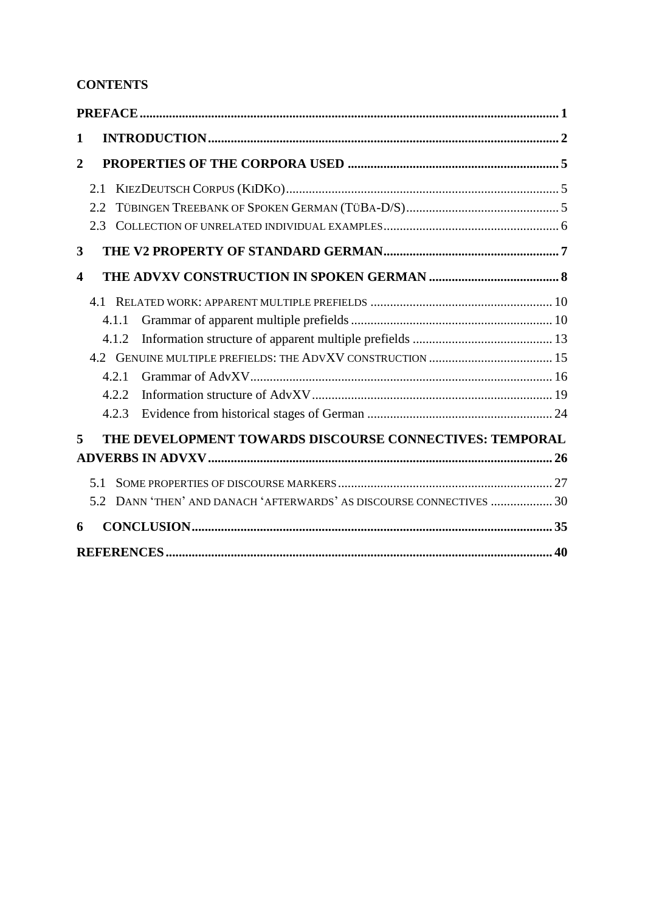**CONTENTS**

**PREFACE** ... 1

**1 INTRODUCTION** ... 2

**2 PROPERTIES OF THE CORPORA USED** ... 5

- 2.1 KiezDeutsch Corpus (KiDKo) ... 5
- 2.2 Tübingen Treebank of Spoken German (TüBa-D/S) ... 5
- 2.3 Collection of unrelated individual examples ... 6

**3 THE V2 PROPERTY OF STANDARD GERMAN** ... 7

**4 THE ADVXV CONSTRUCTION IN SPOKEN GERMAN** ... 8

- 4.1 Related work: apparent multiple prefields ... 10
  - 4.1.1 Grammar of apparent multiple prefields ... 10
  - 4.1.2 Information structure of apparent multiple prefields ... 13
- 4.2 Genuine multiple prefields: the AdvXV construction ... 15
  - 4.2.1 Grammar of AdvXV ... 16
  - 4.2.2 Information structure of AdvXV ... 19
  - 4.2.3 Evidence from historical stages of German ... 24

**5 THE DEVELOPMENT TOWARDS DISCOURSE CONNECTIVES: TEMPORAL ADVERBS IN ADVXV** ... 26

- 5.1 Some properties of discourse markers ... 27
- 5.2 Dann 'then' and danach 'afterwards' as discourse connectives ... 30

**6 CONCLUSION** ... 35

**REFERENCES** ... 40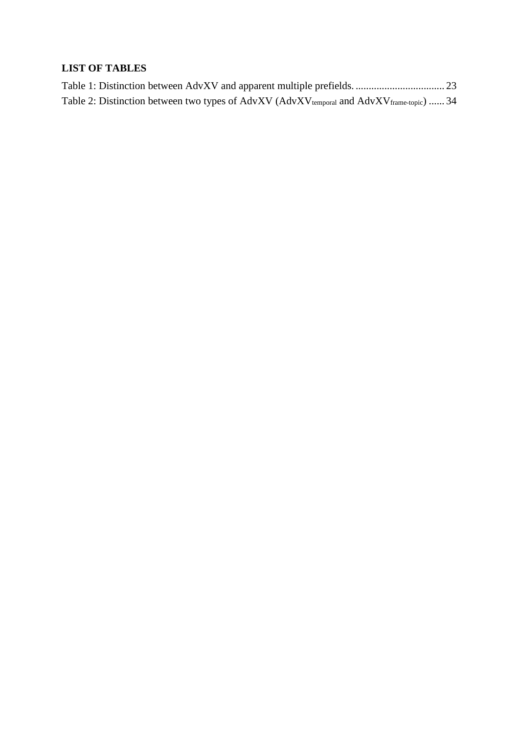**LIST OF TABLES**

Table 1: Distinction between AdvXV and apparent multiple prefields. .................................. 23

Table 2: Distinction between two types of AdvXV ($\text{AdvXV}_{\text{temporal}}$ and $\text{AdvXV}_{\text{frame-topic}}$) ...... 34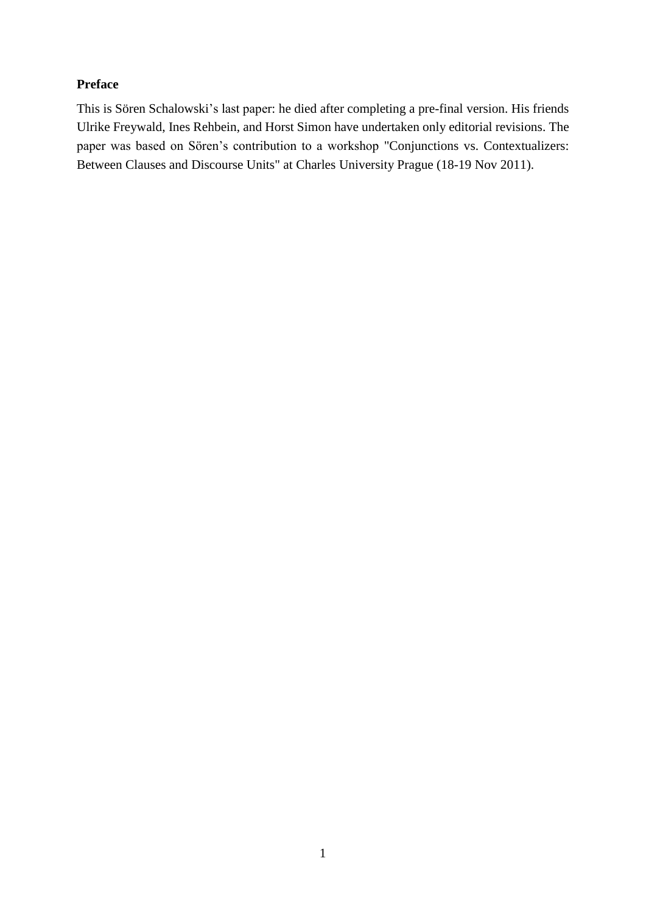**Preface**

This is Sören Schalowski's last paper: he died after completing a pre-final version. His friends Ulrike Freywald, Ines Rehbein, and Horst Simon have undertaken only editorial revisions. The paper was based on Sören's contribution to a workshop "Conjunctions vs. Contextualizers: Between Clauses and Discourse Units" at Charles University Prague (18-19 Nov 2011).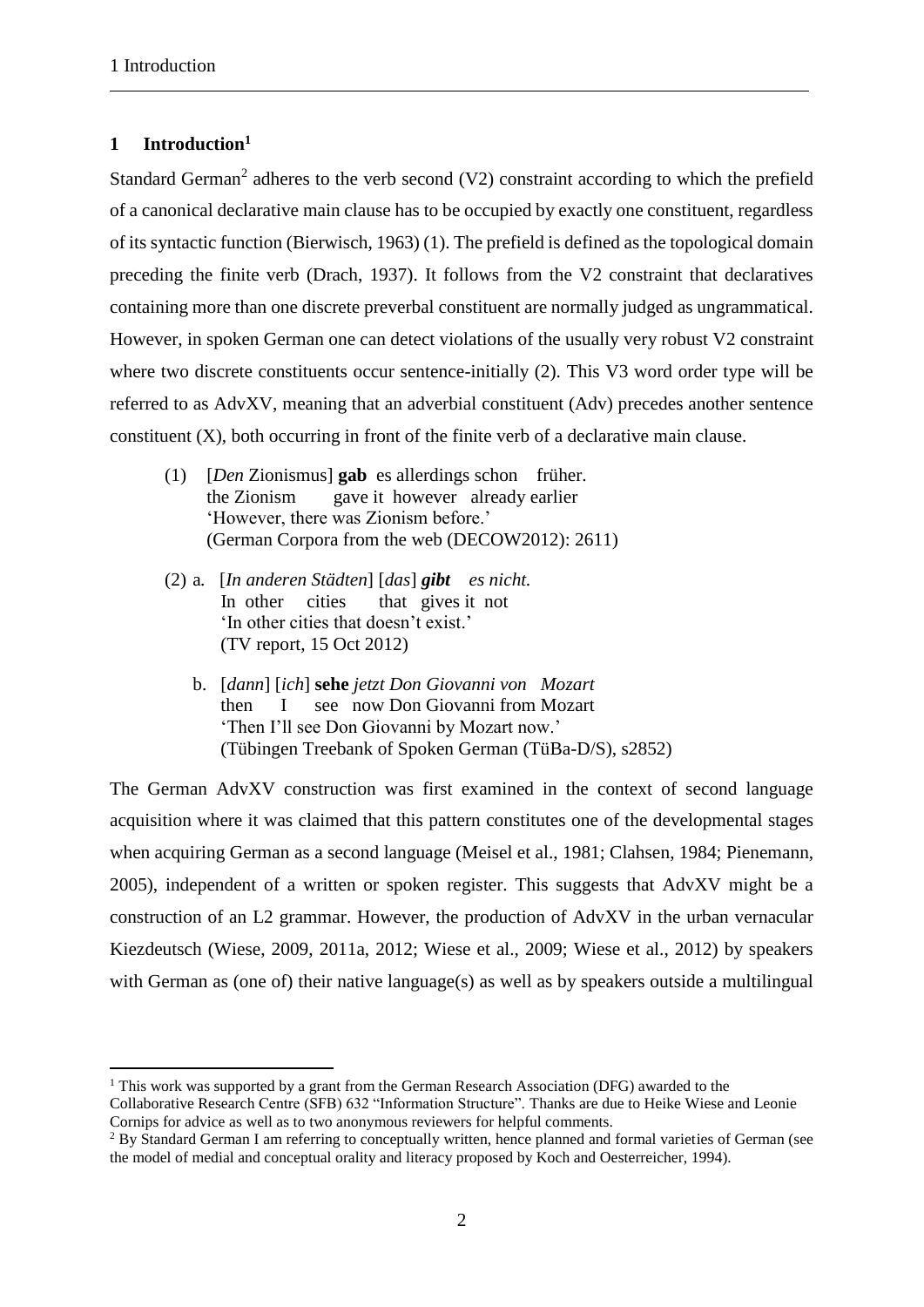# 1 Introduction[1]

Standard German[2] adheres to the verb second (V2) constraint according to which the prefield of a canonical declarative main clause has to be occupied by exactly one constituent, regardless of its syntactic function (Bierwisch, 1963) (1). The prefield is defined as the topological domain preceding the finite verb (Drach, 1937). It follows from the V2 constraint that declaratives containing more than one discrete preverbal constituent are normally judged as ungrammatical. However, in spoken German one can detect violations of the usually very robust V2 constraint where two discrete constituents occur sentence-initially (2). This V3 word order type will be referred to as AdvXV, meaning that an adverbial constituent (Adv) precedes another sentence constituent (X), both occurring in front of the finite verb of a declarative main clause.

(1) [*Den* Zionismus] **gab** es allerdings schon früher.
the Zionism gave it however already earlier
'However, there was Zionism before.'
(German Corpora from the web (DECOW2012): 2611)

(2) a. [*In anderen Städten*] [*das*] ***gibt*** *es nicht.*
In other cities that gives it not
'In other cities that doesn't exist.'
(TV report, 15 Oct 2012)

b. [*dann*] [*ich*] **sehe** *jetzt Don Giovanni von Mozart*
then I see now Don Giovanni from Mozart
'Then I'll see Don Giovanni by Mozart now.'
(Tübingen Treebank of Spoken German (TüBa-D/S), s2852)

The German AdvXV construction was first examined in the context of second language acquisition where it was claimed that this pattern constitutes one of the developmental stages when acquiring German as a second language (Meisel et al., 1981; Clahsen, 1984; Pienemann, 2005), independent of a written or spoken register. This suggests that AdvXV might be a construction of an L2 grammar. However, the production of AdvXV in the urban vernacular Kiezdeutsch (Wiese, 2009, 2011a, 2012; Wiese et al., 2009; Wiese et al., 2012) by speakers with German as (one of) their native language(s) as well as by speakers outside a multilingual

[1] This work was supported by a grant from the German Research Association (DFG) awarded to the Collaborative Research Centre (SFB) 632 "Information Structure". Thanks are due to Heike Wiese and Leonie Cornips for advice as well as to two anonymous reviewers for helpful comments.

[2] By Standard German I am referring to conceptually written, hence planned and formal varieties of German (see the model of medial and conceptual orality and literacy proposed by Koch and Oesterreicher, 1994).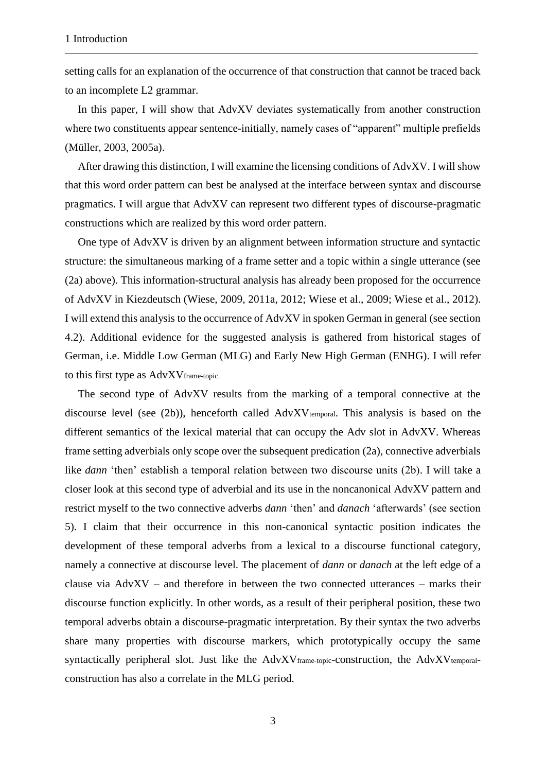setting calls for an explanation of the occurrence of that construction that cannot be traced back to an incomplete L2 grammar.

In this paper, I will show that AdvXV deviates systematically from another construction where two constituents appear sentence-initially, namely cases of "apparent" multiple prefields (Müller, 2003, 2005a).

After drawing this distinction, I will examine the licensing conditions of AdvXV. I will show that this word order pattern can best be analysed at the interface between syntax and discourse pragmatics. I will argue that AdvXV can represent two different types of discourse-pragmatic constructions which are realized by this word order pattern.

One type of AdvXV is driven by an alignment between information structure and syntactic structure: the simultaneous marking of a frame setter and a topic within a single utterance (see (2a) above). This information-structural analysis has already been proposed for the occurrence of AdvXV in Kiezdeutsch (Wiese, 2009, 2011a, 2012; Wiese et al., 2009; Wiese et al., 2012). I will extend this analysis to the occurrence of AdvXV in spoken German in general (see section 4.2). Additional evidence for the suggested analysis is gathered from historical stages of German, i.e. Middle Low German (MLG) and Early New High German (ENHG). I will refer to this first type as $\text{AdvXV}_{\text{frame-topic}}$.

The second type of AdvXV results from the marking of a temporal connective at the discourse level (see (2b)), henceforth called $\text{AdvXV}_{\text{temporal}}$. This analysis is based on the different semantics of the lexical material that can occupy the Adv slot in AdvXV. Whereas frame setting adverbials only scope over the subsequent predication (2a), connective adverbials like *dann* 'then' establish a temporal relation between two discourse units (2b). I will take a closer look at this second type of adverbial and its use in the noncanonical AdvXV pattern and restrict myself to the two connective adverbs *dann* 'then' and *danach* 'afterwards' (see section 5). I claim that their occurrence in this non-canonical syntactic position indicates the development of these temporal adverbs from a lexical to a discourse functional category, namely a connective at discourse level. The placement of *dann* or *danach* at the left edge of a clause via AdvXV – and therefore in between the two connected utterances – marks their discourse function explicitly. In other words, as a result of their peripheral position, these two temporal adverbs obtain a discourse-pragmatic interpretation. By their syntax the two adverbs share many properties with discourse markers, which prototypically occupy the same syntactically peripheral slot. Just like the $\text{AdvXV}_{\text{frame-topic}}$-construction, the $\text{AdvXV}_{\text{temporal}}$-construction has also a correlate in the MLG period.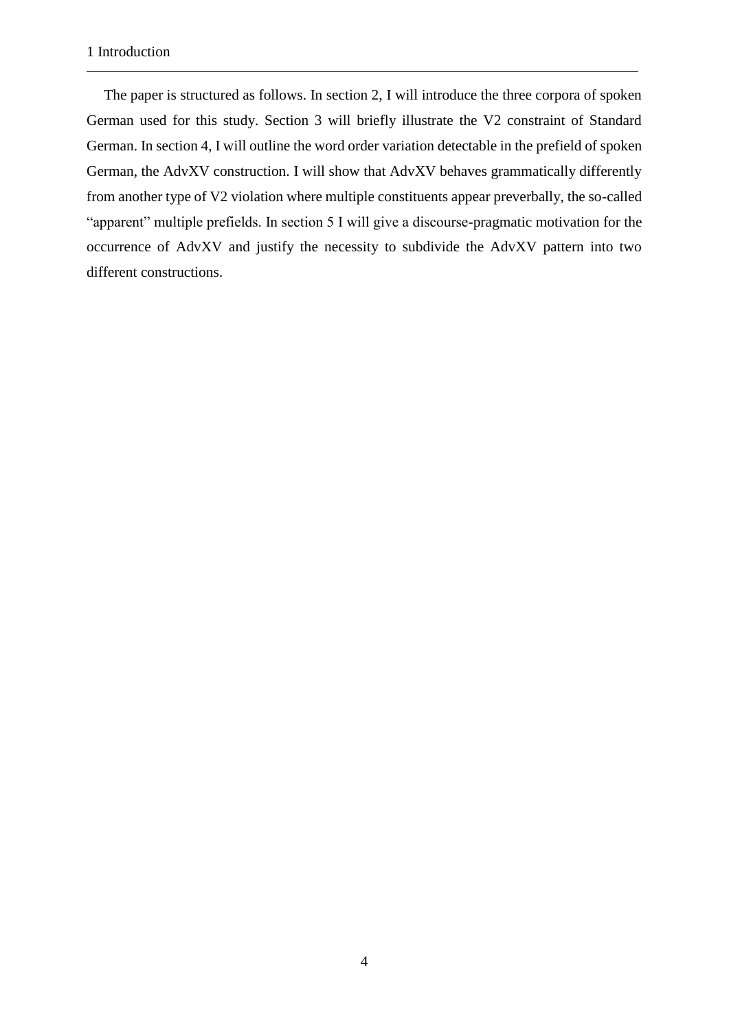The paper is structured as follows. In section 2, I will introduce the three corpora of spoken German used for this study. Section 3 will briefly illustrate the V2 constraint of Standard German. In section 4, I will outline the word order variation detectable in the prefield of spoken German, the AdvXV construction. I will show that AdvXV behaves grammatically differently from another type of V2 violation where multiple constituents appear preverbally, the so-called "apparent" multiple prefields. In section 5 I will give a discourse-pragmatic motivation for the occurrence of AdvXV and justify the necessity to subdivide the AdvXV pattern into two different constructions.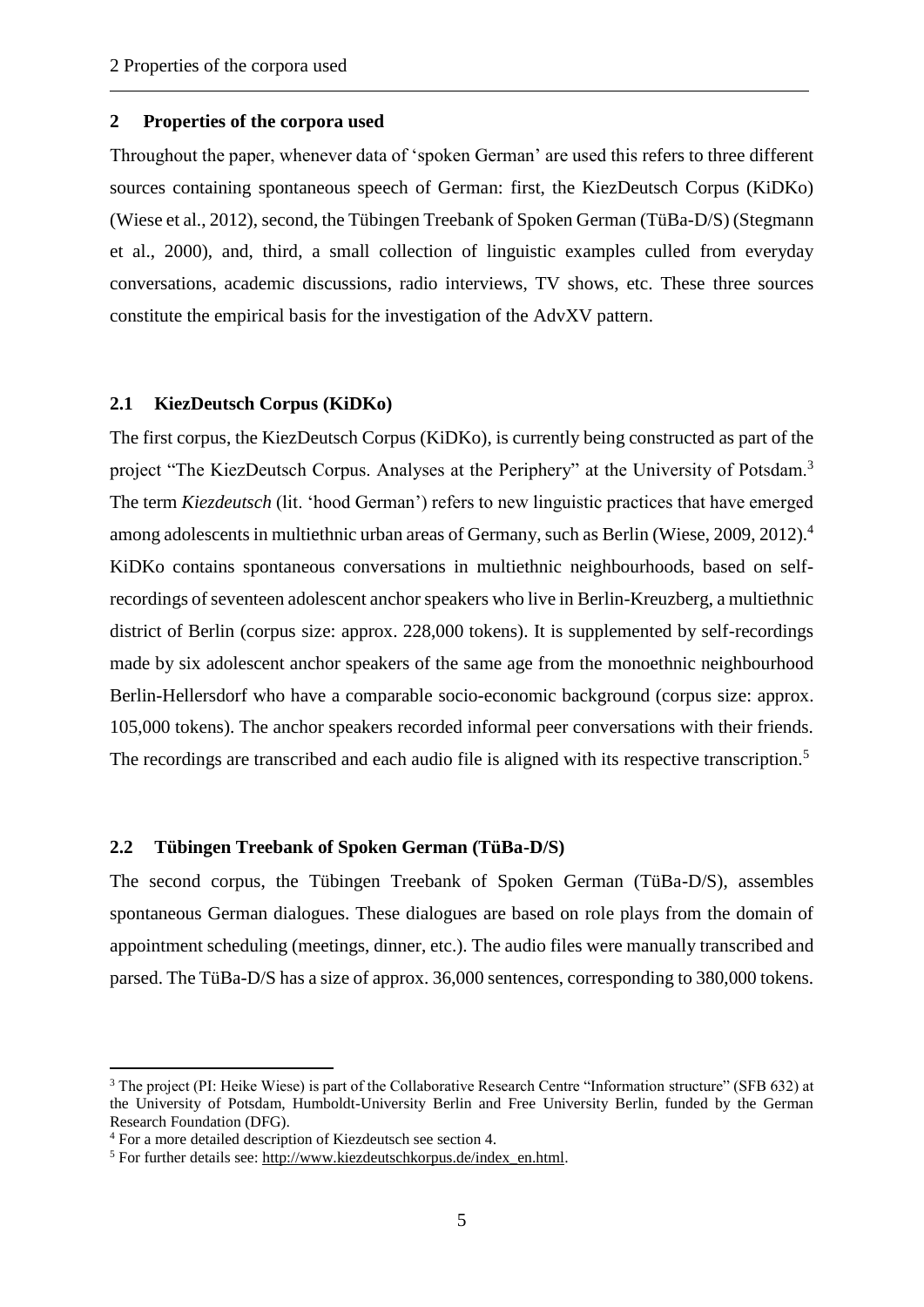## 2 Properties of the corpora used

Throughout the paper, whenever data of 'spoken German' are used this refers to three different sources containing spontaneous speech of German: first, the KiezDeutsch Corpus (KiDKo) (Wiese et al., 2012), second, the Tübingen Treebank of Spoken German (TüBa-D/S) (Stegmann et al., 2000), and, third, a small collection of linguistic examples culled from everyday conversations, academic discussions, radio interviews, TV shows, etc. These three sources constitute the empirical basis for the investigation of the AdvXV pattern.

### 2.1 KiezDeutsch Corpus (KiDKo)

The first corpus, the KiezDeutsch Corpus (KiDKo), is currently being constructed as part of the project "The KiezDeutsch Corpus. Analyses at the Periphery" at the University of Potsdam.[3] The term *Kiezdeutsch* (lit. 'hood German') refers to new linguistic practices that have emerged among adolescents in multiethnic urban areas of Germany, such as Berlin (Wiese, 2009, 2012).[4] KiDKo contains spontaneous conversations in multiethnic neighbourhoods, based on self-recordings of seventeen adolescent anchor speakers who live in Berlin-Kreuzberg, a multiethnic district of Berlin (corpus size: approx. 228,000 tokens). It is supplemented by self-recordings made by six adolescent anchor speakers of the same age from the monoethnic neighbourhood Berlin-Hellersdorf who have a comparable socio-economic background (corpus size: approx. 105,000 tokens). The anchor speakers recorded informal peer conversations with their friends. The recordings are transcribed and each audio file is aligned with its respective transcription.[5]

### 2.2 Tübingen Treebank of Spoken German (TüBa-D/S)

The second corpus, the Tübingen Treebank of Spoken German (TüBa-D/S), assembles spontaneous German dialogues. These dialogues are based on role plays from the domain of appointment scheduling (meetings, dinner, etc.). The audio files were manually transcribed and parsed. The TüBa-D/S has a size of approx. 36,000 sentences, corresponding to 380,000 tokens.

---

[3] The project (PI: Heike Wiese) is part of the Collaborative Research Centre "Information structure" (SFB 632) at the University of Potsdam, Humboldt-University Berlin and Free University Berlin, funded by the German Research Foundation (DFG).

[4] For a more detailed description of Kiezdeutsch see section 4.

[5] For further details see: http://www.kiezdeutschkorpus.de/index_en.html.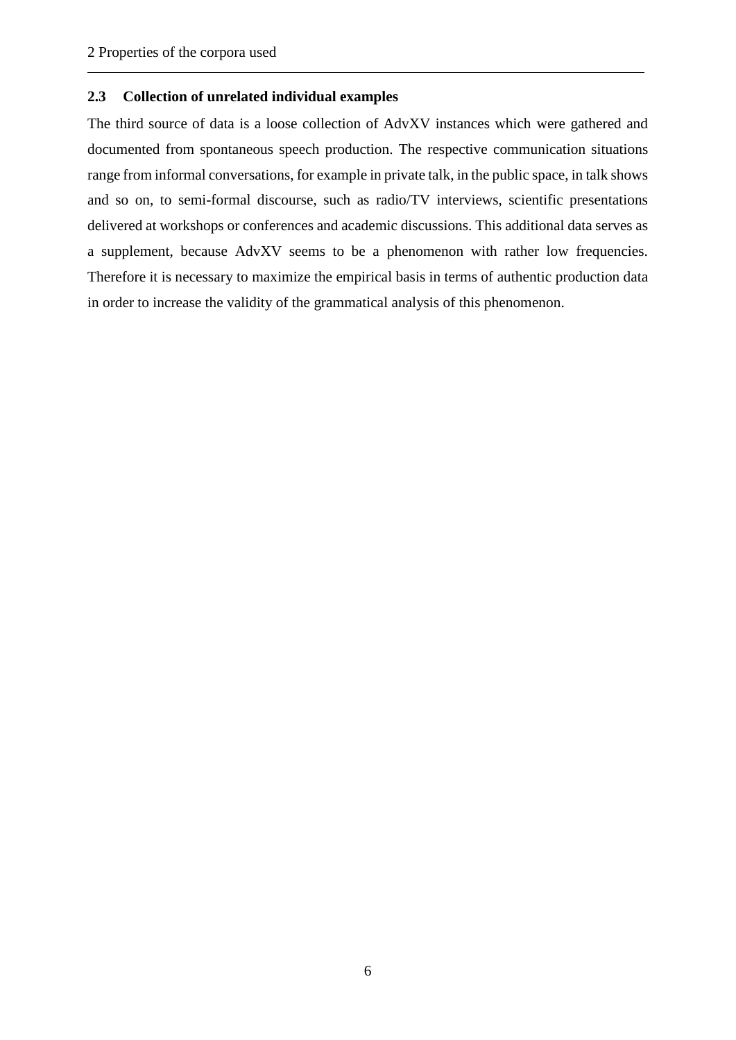### 2.3 Collection of unrelated individual examples

The third source of data is a loose collection of AdvXV instances which were gathered and documented from spontaneous speech production. The respective communication situations range from informal conversations, for example in private talk, in the public space, in talk shows and so on, to semi-formal discourse, such as radio/TV interviews, scientific presentations delivered at workshops or conferences and academic discussions. This additional data serves as a supplement, because AdvXV seems to be a phenomenon with rather low frequencies. Therefore it is necessary to maximize the empirical basis in terms of authentic production data in order to increase the validity of the grammatical analysis of this phenomenon.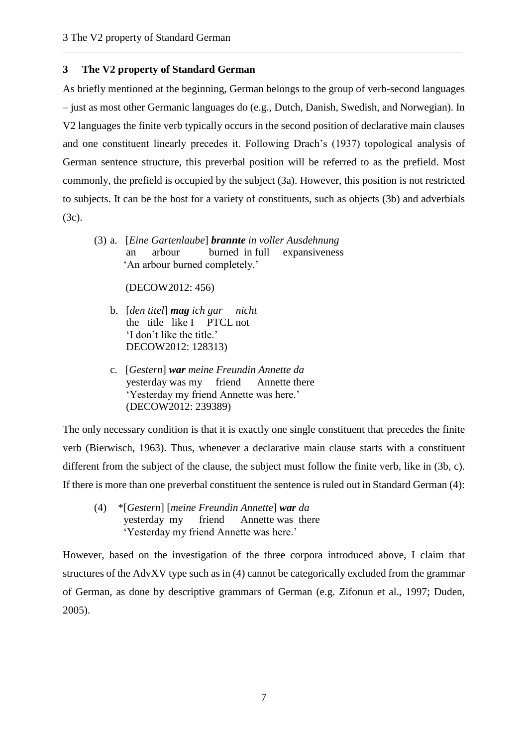## 3 The V2 property of Standard German

As briefly mentioned at the beginning, German belongs to the group of verb-second languages – just as most other Germanic languages do (e.g., Dutch, Danish, Swedish, and Norwegian). In V2 languages the finite verb typically occurs in the second position of declarative main clauses and one constituent linearly precedes it. Following Drach's (1937) topological analysis of German sentence structure, this preverbal position will be referred to as the prefield. Most commonly, the prefield is occupied by the subject (3a). However, this position is not restricted to subjects. It can be the host for a variety of constituents, such as objects (3b) and adverbials (3c).

(3) a. [*Eine Gartenlaube*] ***brannte*** *in voller Ausdehnung*
an arbour burned in full expansiveness
'An arbour burned completely.'

(DECOW2012: 456)

b. [*den titel*] ***mag*** *ich gar nicht*
the title like I PTCL not
'I don't like the title.'
DECOW2012: 128313)

c. [*Gestern*] ***war*** *meine Freundin Annette da*
yesterday was my friend Annette there
'Yesterday my friend Annette was here.'
(DECOW2012: 239389)

The only necessary condition is that it is exactly one single constituent that precedes the finite verb (Bierwisch, 1963). Thus, whenever a declarative main clause starts with a constituent different from the subject of the clause, the subject must follow the finite verb, like in (3b, c). If there is more than one preverbal constituent the sentence is ruled out in Standard German (4):

(4) *[*Gestern*] [*meine Freundin Annette*] ***war*** *da*
yesterday my friend Annette was there
'Yesterday my friend Annette was here.'

However, based on the investigation of the three corpora introduced above, I claim that structures of the AdvXV type such as in (4) cannot be categorically excluded from the grammar of German, as done by descriptive grammars of German (e.g. Zifonun et al., 1997; Duden, 2005).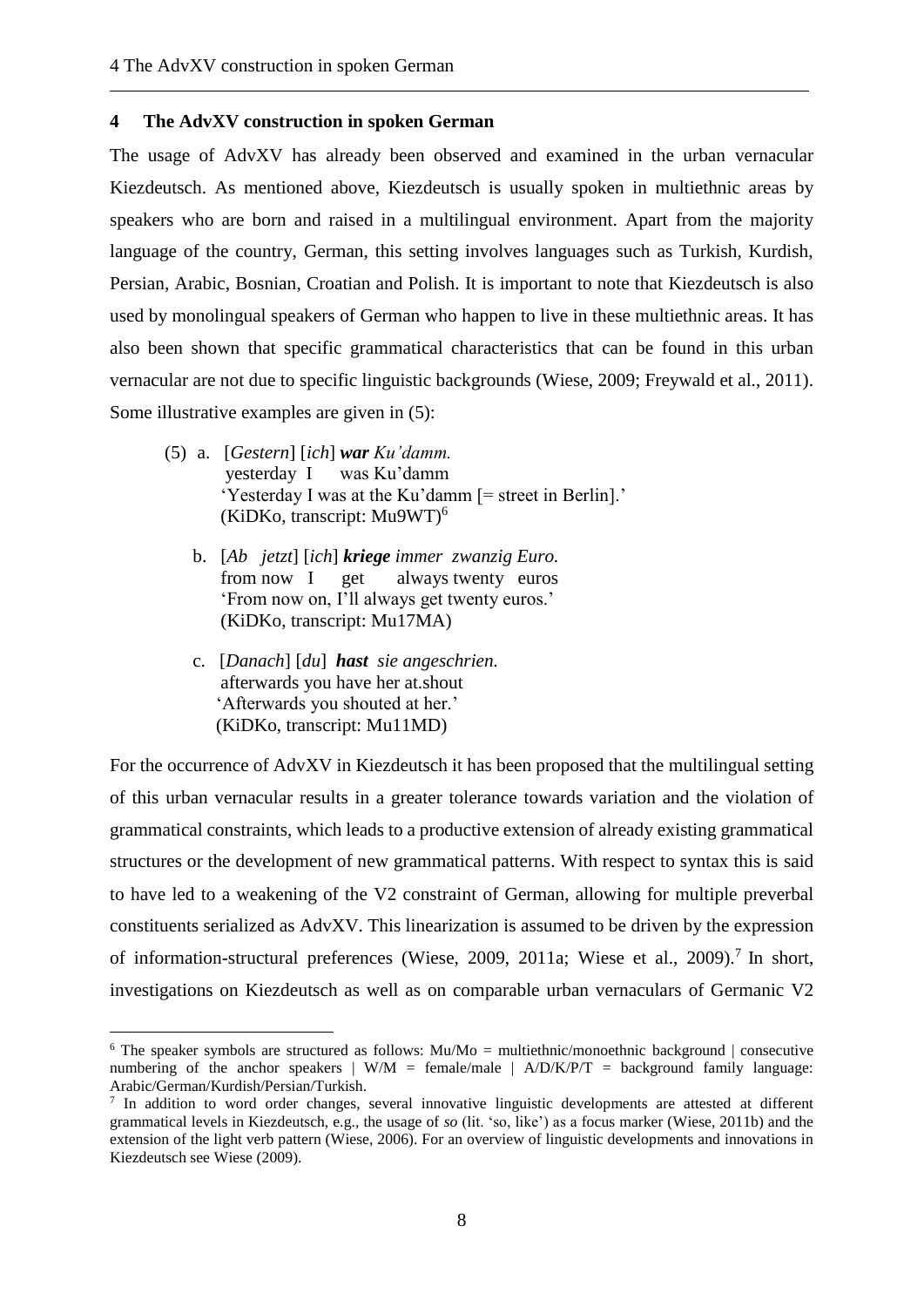## 4 The AdvXV construction in spoken German

The usage of AdvXV has already been observed and examined in the urban vernacular Kiezdeutsch. As mentioned above, Kiezdeutsch is usually spoken in multiethnic areas by speakers who are born and raised in a multilingual environment. Apart from the majority language of the country, German, this setting involves languages such as Turkish, Kurdish, Persian, Arabic, Bosnian, Croatian and Polish. It is important to note that Kiezdeutsch is also used by monolingual speakers of German who happen to live in these multiethnic areas. It has also been shown that specific grammatical characteristics that can be found in this urban vernacular are not due to specific linguistic backgrounds (Wiese, 2009; Freywald et al., 2011). Some illustrative examples are given in (5):

(5) a. [*Gestern*] [*ich*] ***war*** *Ku'damm.*
   yesterday I was Ku'damm
   'Yesterday I was at the Ku'damm [= street in Berlin].'
   (KiDKo, transcript: Mu9WT)[6]

b. [*Ab jetzt*] [*ich*] ***kriege*** *immer zwanzig Euro.*
   from now I get always twenty euros
   'From now on, I'll always get twenty euros.'
   (KiDKo, transcript: Mu17MA)

c. [*Danach*] [*du*] ***hast*** *sie angeschrien.*
   afterwards you have her at.shout
   'Afterwards you shouted at her.'
   (KiDKo, transcript: Mu11MD)

For the occurrence of AdvXV in Kiezdeutsch it has been proposed that the multilingual setting of this urban vernacular results in a greater tolerance towards variation and the violation of grammatical constraints, which leads to a productive extension of already existing grammatical structures or the development of new grammatical patterns. With respect to syntax this is said to have led to a weakening of the V2 constraint of German, allowing for multiple preverbal constituents serialized as AdvXV. This linearization is assumed to be driven by the expression of information-structural preferences (Wiese, 2009, 2011a; Wiese et al., 2009).[7] In short, investigations on Kiezdeutsch as well as on comparable urban vernaculars of Germanic V2

---

[6] The speaker symbols are structured as follows: Mu/Mo = multiethnic/monoethnic background | consecutive numbering of the anchor speakers | W/M = female/male | A/D/K/P/T = background family language: Arabic/German/Kurdish/Persian/Turkish.

[7] In addition to word order changes, several innovative linguistic developments are attested at different grammatical levels in Kiezdeutsch, e.g., the usage of *so* (lit. 'so, like') as a focus marker (Wiese, 2011b) and the extension of the light verb pattern (Wiese, 2006). For an overview of linguistic developments and innovations in Kiezdeutsch see Wiese (2009).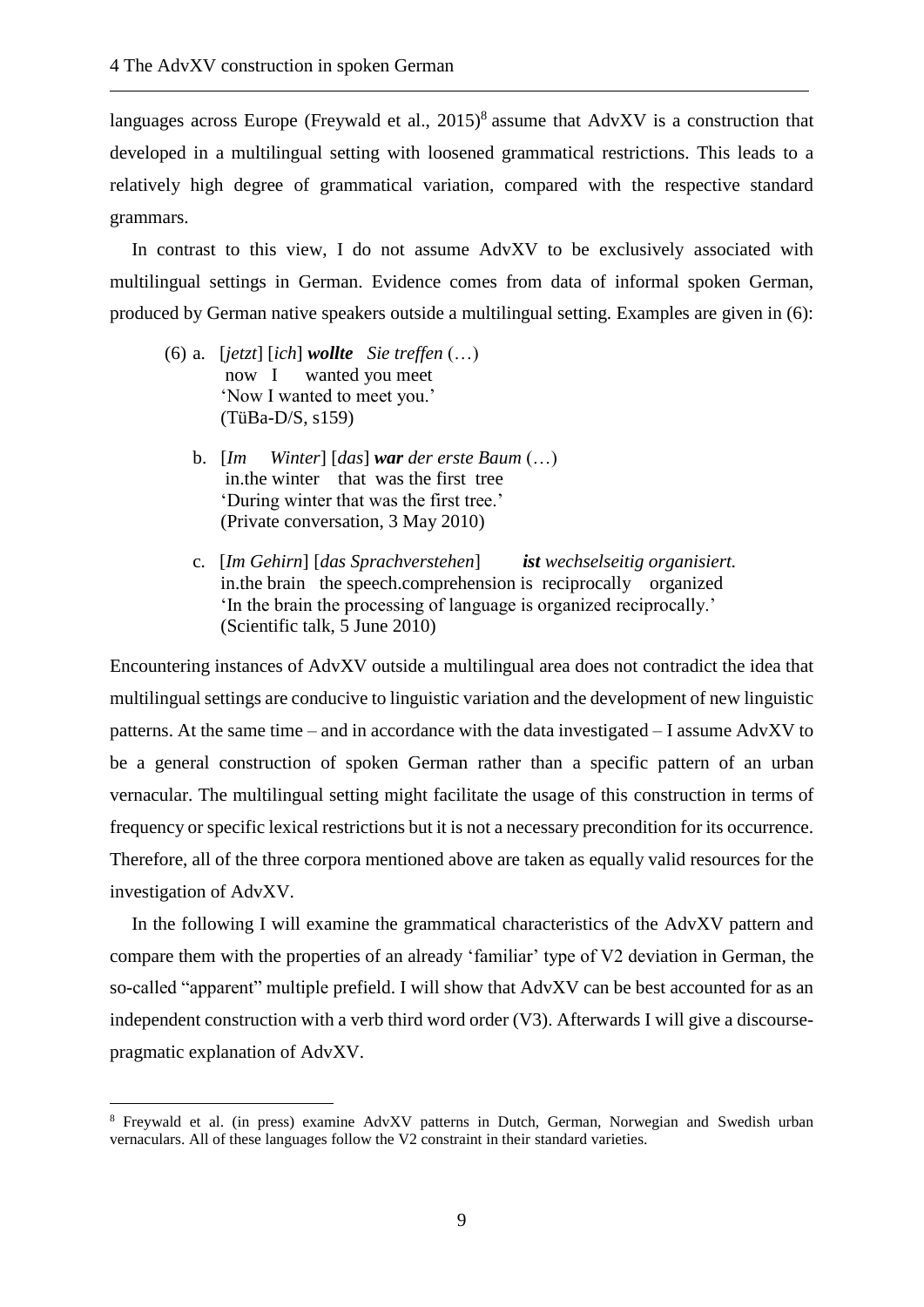languages across Europe (Freywald et al., 2015)[8] assume that AdvXV is a construction that developed in a multilingual setting with loosened grammatical restrictions. This leads to a relatively high degree of grammatical variation, compared with the respective standard grammars.

In contrast to this view, I do not assume AdvXV to be exclusively associated with multilingual settings in German. Evidence comes from data of informal spoken German, produced by German native speakers outside a multilingual setting. Examples are given in (6):

(6) a. [*jetzt*] [*ich*] ***wollte*** *Sie treffen* (…)
now I wanted you meet
'Now I wanted to meet you.'
(TüBa-D/S, s159)

b. [*Im Winter*] [*das*] ***war*** *der erste Baum* (…)
in.the winter that was the first tree
'During winter that was the first tree.'
(Private conversation, 3 May 2010)

c. [*Im Gehirn*] [*das Sprachverstehen*] ***ist*** *wechselseitig organisiert.*
in.the brain the speech.comprehension is reciprocally organized
'In the brain the processing of language is organized reciprocally.'
(Scientific talk, 5 June 2010)

Encountering instances of AdvXV outside a multilingual area does not contradict the idea that multilingual settings are conducive to linguistic variation and the development of new linguistic patterns. At the same time – and in accordance with the data investigated – I assume AdvXV to be a general construction of spoken German rather than a specific pattern of an urban vernacular. The multilingual setting might facilitate the usage of this construction in terms of frequency or specific lexical restrictions but it is not a necessary precondition for its occurrence. Therefore, all of the three corpora mentioned above are taken as equally valid resources for the investigation of AdvXV.

In the following I will examine the grammatical characteristics of the AdvXV pattern and compare them with the properties of an already 'familiar' type of V2 deviation in German, the so-called "apparent" multiple prefield. I will show that AdvXV can be best accounted for as an independent construction with a verb third word order (V3). Afterwards I will give a discourse-pragmatic explanation of AdvXV.

---

[8] Freywald et al. (in press) examine AdvXV patterns in Dutch, German, Norwegian and Swedish urban vernaculars. All of these languages follow the V2 constraint in their standard varieties.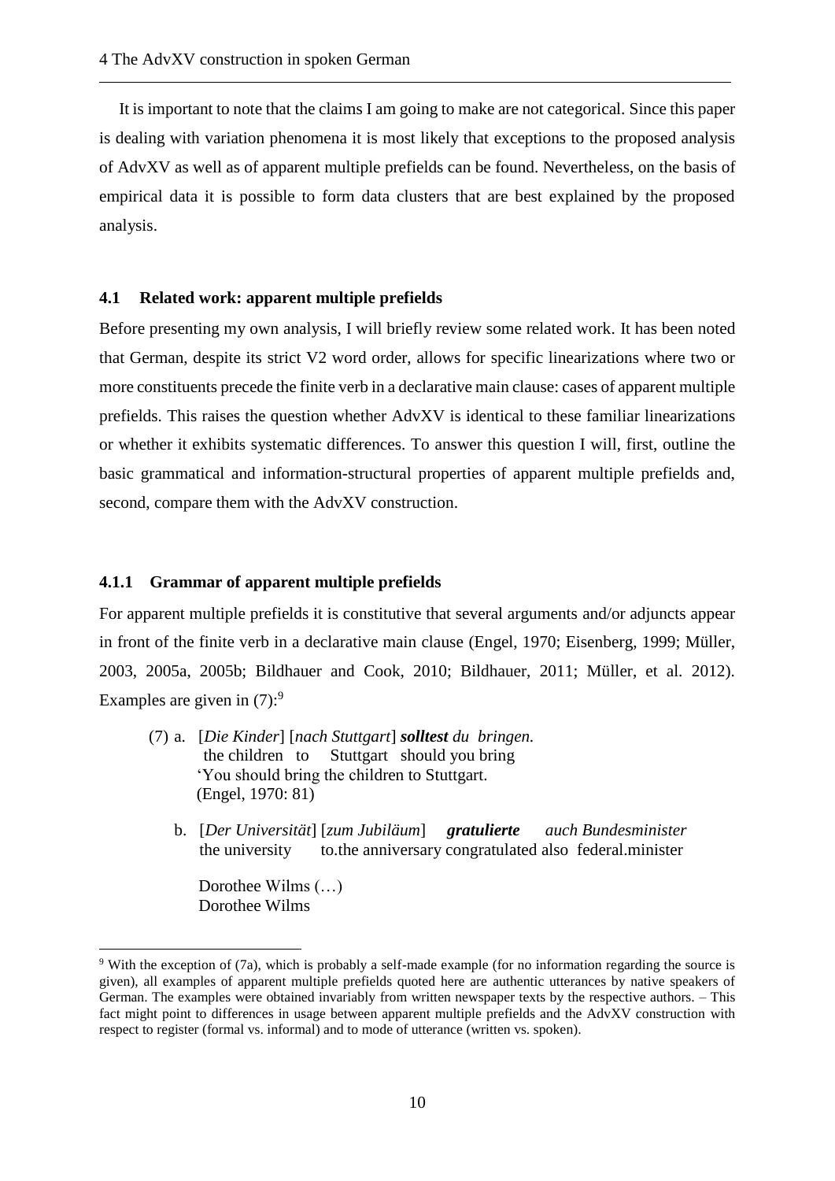It is important to note that the claims I am going to make are not categorical. Since this paper is dealing with variation phenomena it is most likely that exceptions to the proposed analysis of AdvXV as well as of apparent multiple prefields can be found. Nevertheless, on the basis of empirical data it is possible to form data clusters that are best explained by the proposed analysis.

### 4.1 Related work: apparent multiple prefields

Before presenting my own analysis, I will briefly review some related work. It has been noted that German, despite its strict V2 word order, allows for specific linearizations where two or more constituents precede the finite verb in a declarative main clause: cases of apparent multiple prefields. This raises the question whether AdvXV is identical to these familiar linearizations or whether it exhibits systematic differences. To answer this question I will, first, outline the basic grammatical and information-structural properties of apparent multiple prefields and, second, compare them with the AdvXV construction.

#### 4.1.1 Grammar of apparent multiple prefields

For apparent multiple prefields it is constitutive that several arguments and/or adjuncts appear in front of the finite verb in a declarative main clause (Engel, 1970; Eisenberg, 1999; Müller, 2003, 2005a, 2005b; Bildhauer and Cook, 2010; Bildhauer, 2011; Müller, et al. 2012). Examples are given in (7):[9]

(7) a. [*Die Kinder*] [*nach Stuttgart*] ***solltest*** *du bringen.*
    the children to Stuttgart should you bring
    'You should bring the children to Stuttgart.
    (Engel, 1970: 81)

b. [*Der Universität*] [*zum Jubiläum*] ***gratulierte*** *auch Bundesminister*
    the university to.the anniversary congratulated also federal.minister

    Dorothee Wilms (…)
    Dorothee Wilms

[9] With the exception of (7a), which is probably a self-made example (for no information regarding the source is given), all examples of apparent multiple prefields quoted here are authentic utterances by native speakers of German. The examples were obtained invariably from written newspaper texts by the respective authors. – This fact might point to differences in usage between apparent multiple prefields and the AdvXV construction with respect to register (formal vs. informal) and to mode of utterance (written vs. spoken).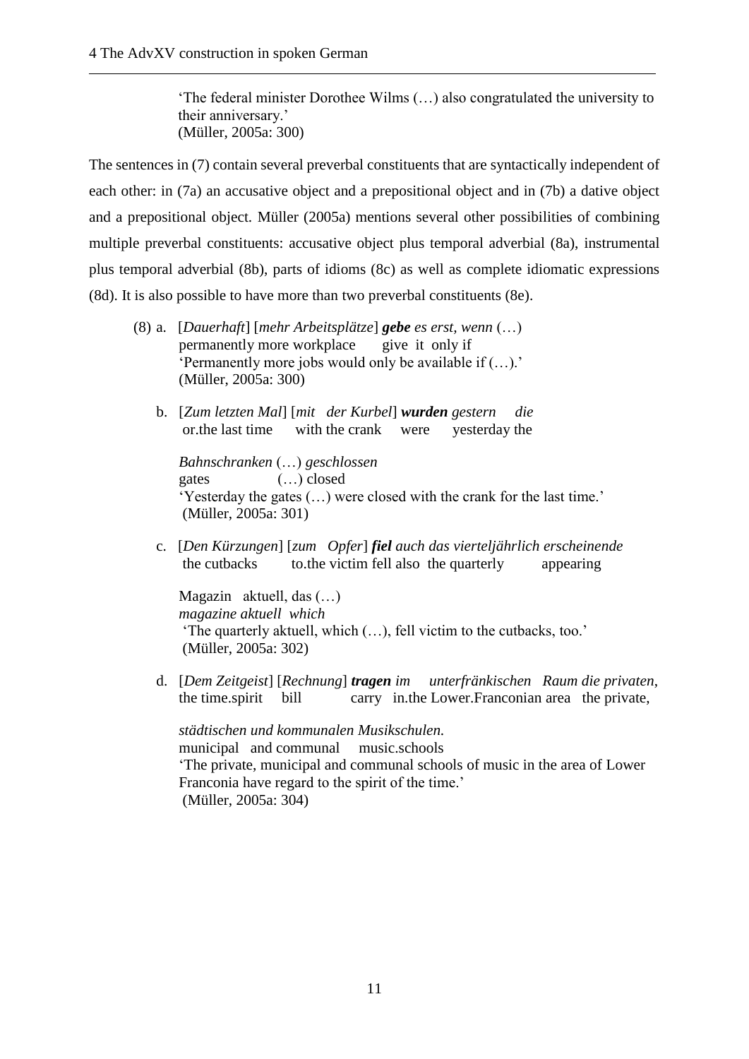'The federal minister Dorothee Wilms (…) also congratulated the university to their anniversary.'
(Müller, 2005a: 300)

The sentences in (7) contain several preverbal constituents that are syntactically independent of each other: in (7a) an accusative object and a prepositional object and in (7b) a dative object and a prepositional object. Müller (2005a) mentions several other possibilities of combining multiple preverbal constituents: accusative object plus temporal adverbial (8a), instrumental plus temporal adverbial (8b), parts of idioms (8c) as well as complete idiomatic expressions (8d). It is also possible to have more than two preverbal constituents (8e).

(8) a. [*Dauerhaft*] [*mehr Arbeitsplätze*] ***gebe*** *es erst, wenn* (…)
permanently more workplace give it only if
'Permanently more jobs would only be available if (…).'
(Müller, 2005a: 300)

b. [*Zum letzten Mal*] [*mit der Kurbel*] ***wurden*** *gestern die*
or.the last time with the crank were yesterday the

*Bahnschranken* (…) *geschlossen*
gates (…) closed
'Yesterday the gates (…) were closed with the crank for the last time.'
(Müller, 2005a: 301)

c. [*Den Kürzungen*] [*zum Opfer*] ***fiel*** *auch das vierteljährlich erscheinende*
the cutbacks to.the victim fell also the quarterly appearing

Magazin aktuell, das (…)
*magazine aktuell which*
'The quarterly aktuell, which (…), fell victim to the cutbacks, too.'
(Müller, 2005a: 302)

d. [*Dem Zeitgeist*] [*Rechnung*] ***tragen*** *im unterfränkischen Raum die privaten,*
the time.spirit bill carry in.the Lower.Franconian area the private,

*städtischen und kommunalen Musikschulen.*
municipal and communal music.schools
'The private, municipal and communal schools of music in the area of Lower Franconia have regard to the spirit of the time.'
(Müller, 2005a: 304)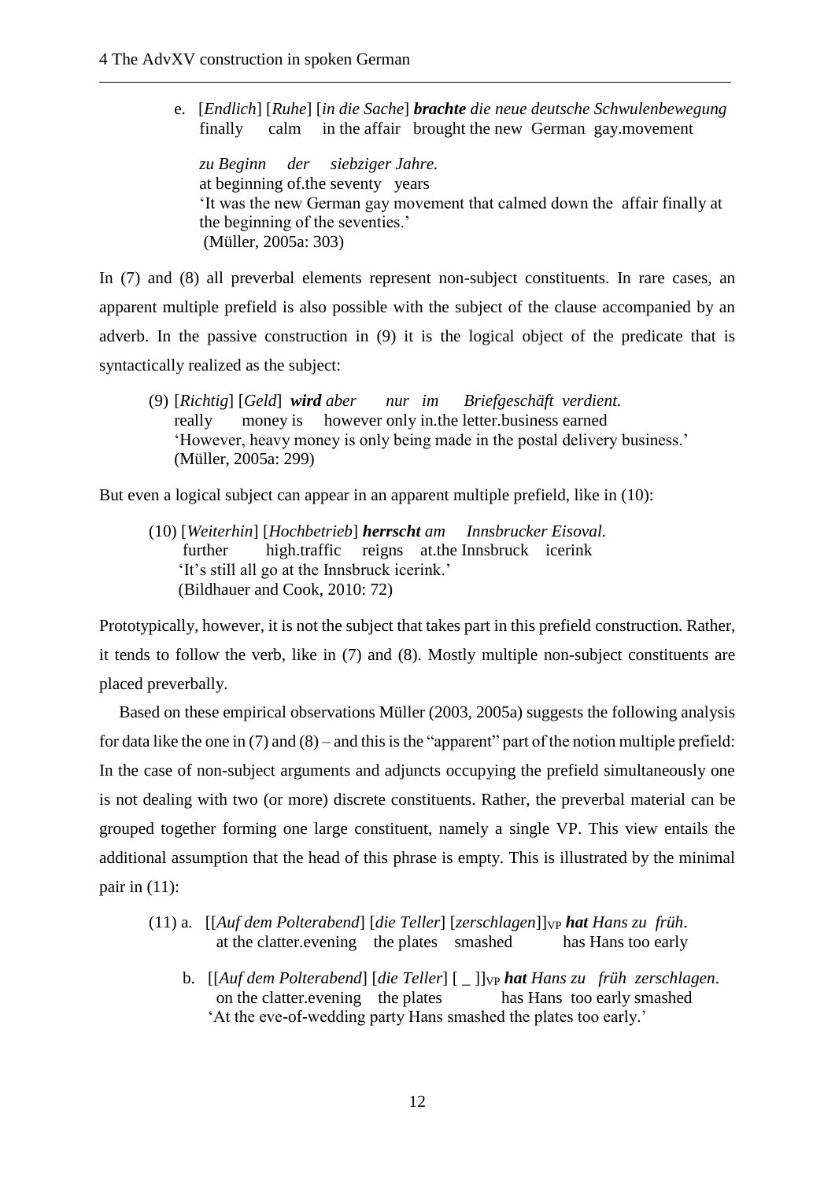e. [*Endlich*] [*Ruhe*] [*in die Sache*] ***brachte*** *die neue deutsche Schwulenbewegung*
finally calm in the affair brought the new German gay.movement

*zu Beginn der siebziger Jahre.*
at beginning of.the seventy years
'It was the new German gay movement that calmed down the affair finally at the beginning of the seventies.'
(Müller, 2005a: 303)

In (7) and (8) all preverbal elements represent non-subject constituents. In rare cases, an apparent multiple prefield is also possible with the subject of the clause accompanied by an adverb. In the passive construction in (9) it is the logical object of the predicate that is syntactically realized as the subject:

(9) [*Richtig*] [*Geld*] ***wird*** *aber nur im Briefgeschäft verdient.*
really money is however only in.the letter.business earned
'However, heavy money is only being made in the postal delivery business.'
(Müller, 2005a: 299)

But even a logical subject can appear in an apparent multiple prefield, like in (10):

(10) [*Weiterhin*] [*Hochbetrieb*] ***herrscht*** *am Innsbrucker Eisoval.*
further high.traffic reigns at.the Innsbruck icerink
'It's still all go at the Innsbruck icerink.'
(Bildhauer and Cook, 2010: 72)

Prototypically, however, it is not the subject that takes part in this prefield construction. Rather, it tends to follow the verb, like in (7) and (8). Mostly multiple non-subject constituents are placed preverbally.

Based on these empirical observations Müller (2003, 2005a) suggests the following analysis for data like the one in (7) and (8) – and this is the "apparent" part of the notion multiple prefield: In the case of non-subject arguments and adjuncts occupying the prefield simultaneously one is not dealing with two (or more) discrete constituents. Rather, the preverbal material can be grouped together forming one large constituent, namely a single VP. This view entails the additional assumption that the head of this phrase is empty. This is illustrated by the minimal pair in (11):

(11) a. [[*Auf dem Polterabend*] [*die Teller*] [*zerschlagen*]]$_{VP}$ ***hat*** *Hans zu früh.*
at the clatter.evening the plates smashed has Hans too early

b. [[*Auf dem Polterabend*] [*die Teller*] [ _ ]]$_{VP}$ ***hat*** *Hans zu früh zerschlagen.*
on the clatter.evening the plates has Hans too early smashed
'At the eve-of-wedding party Hans smashed the plates too early.'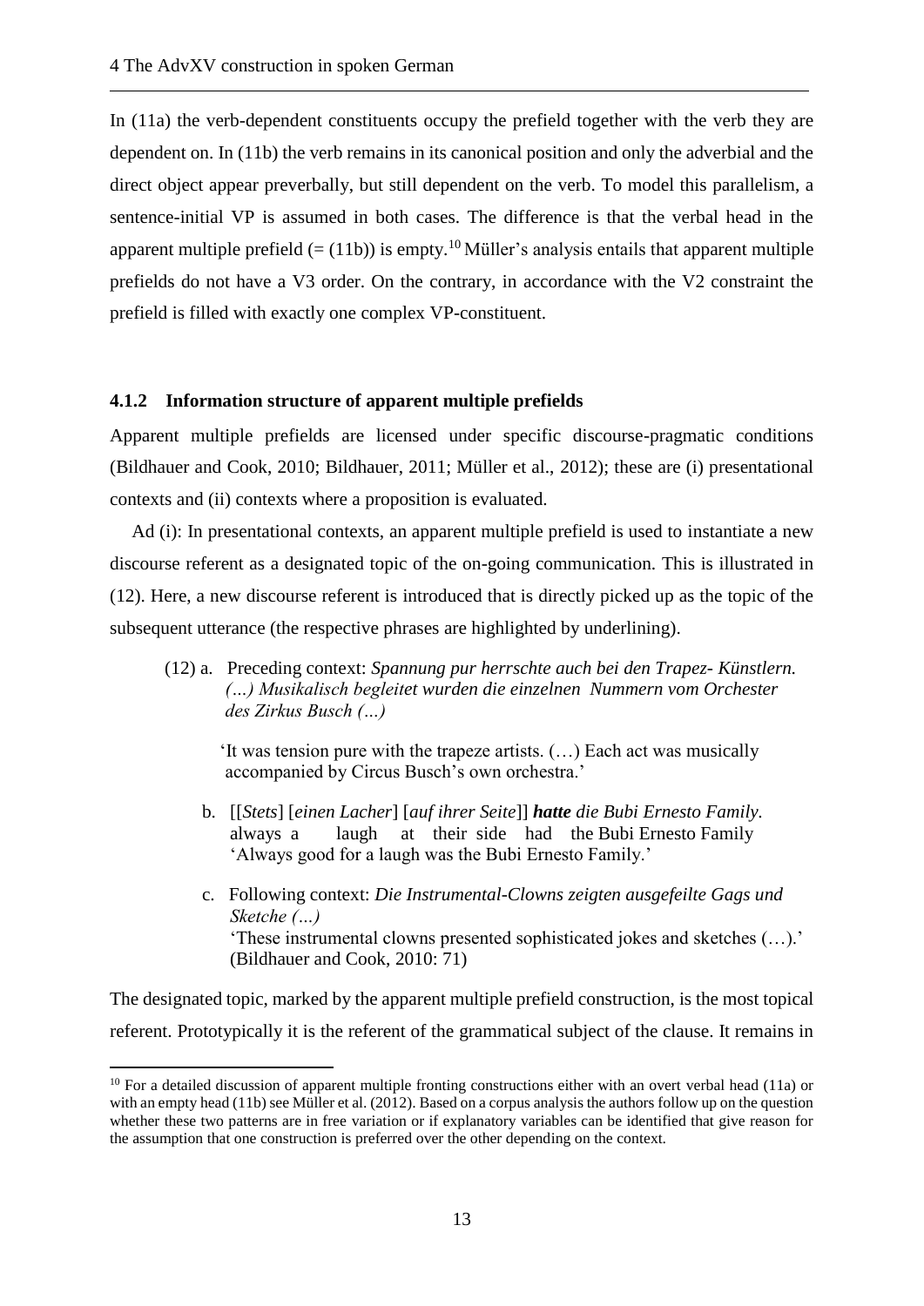In (11a) the verb-dependent constituents occupy the prefield together with the verb they are dependent on. In (11b) the verb remains in its canonical position and only the adverbial and the direct object appear preverbally, but still dependent on the verb. To model this parallelism, a sentence-initial VP is assumed in both cases. The difference is that the verbal head in the apparent multiple prefield (= (11b)) is empty.[10] Müller's analysis entails that apparent multiple prefields do not have a V3 order. On the contrary, in accordance with the V2 constraint the prefield is filled with exactly one complex VP-constituent.

### 4.1.2 Information structure of apparent multiple prefields

Apparent multiple prefields are licensed under specific discourse-pragmatic conditions (Bildhauer and Cook, 2010; Bildhauer, 2011; Müller et al., 2012); these are (i) presentational contexts and (ii) contexts where a proposition is evaluated.

Ad (i): In presentational contexts, an apparent multiple prefield is used to instantiate a new discourse referent as a designated topic of the on-going communication. This is illustrated in (12). Here, a new discourse referent is introduced that is directly picked up as the topic of the subsequent utterance (the respective phrases are highlighted by underlining).

(12) a. Preceding context: *Spannung pur herrschte auch bei den Trapez- Künstlern. (…) Musikalisch begleitet wurden die einzelnen Nummern vom Orchester des Zirkus Busch (…)*

'It was tension pure with the trapeze artists. (…) Each act was musically accompanied by Circus Busch's own orchestra.'

b. [[*Stets*] [*einen Lacher*] [*auf ihrer Seite*]] ***hatte*** *die Bubi Ernesto Family.*
always a laugh at their side had the Bubi Ernesto Family
'Always good for a laugh was the Bubi Ernesto Family.'

c. Following context: *Die Instrumental-Clowns zeigten ausgefeilte Gags und Sketche (…)*
'These instrumental clowns presented sophisticated jokes and sketches (…).'
(Bildhauer and Cook, 2010: 71)

The designated topic, marked by the apparent multiple prefield construction, is the most topical referent. Prototypically it is the referent of the grammatical subject of the clause. It remains in

[10] For a detailed discussion of apparent multiple fronting constructions either with an overt verbal head (11a) or with an empty head (11b) see Müller et al. (2012). Based on a corpus analysis the authors follow up on the question whether these two patterns are in free variation or if explanatory variables can be identified that give reason for the assumption that one construction is preferred over the other depending on the context.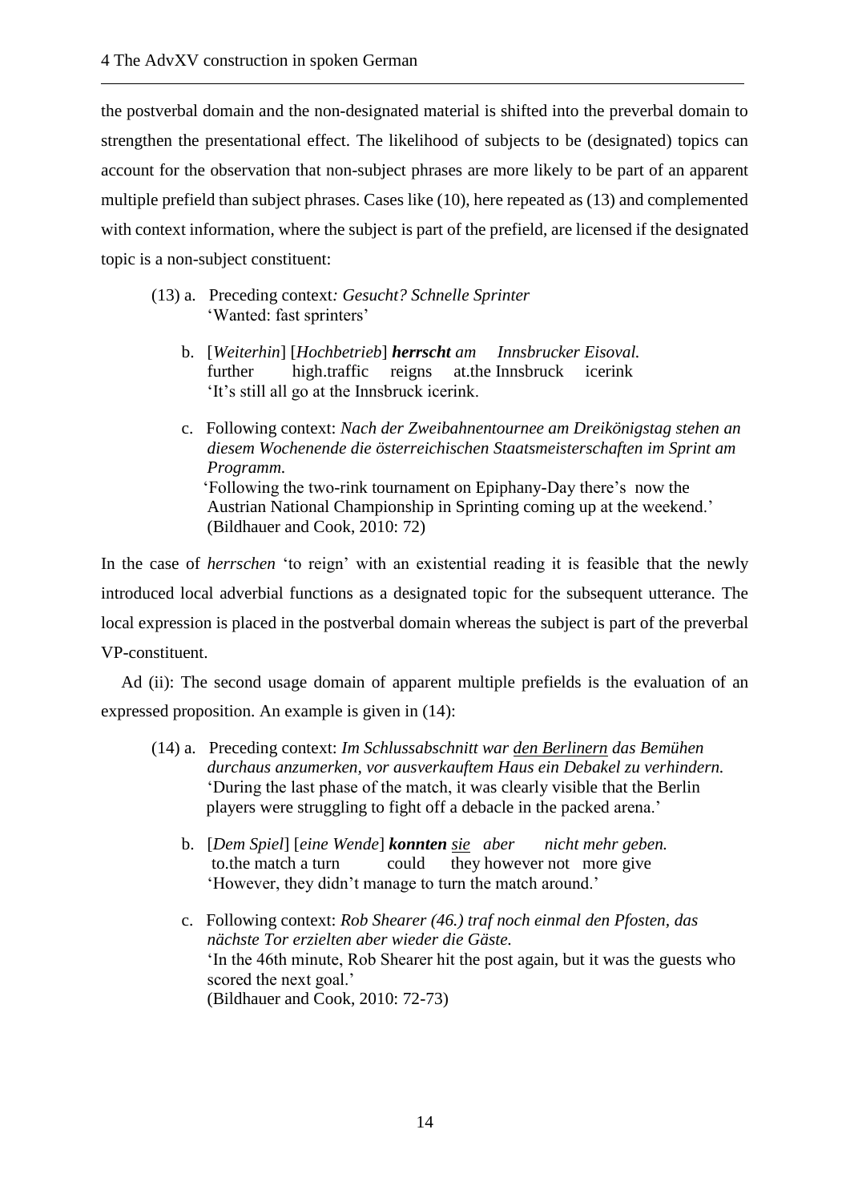the postverbal domain and the non-designated material is shifted into the preverbal domain to strengthen the presentational effect. The likelihood of subjects to be (designated) topics can account for the observation that non-subject phrases are more likely to be part of an apparent multiple prefield than subject phrases. Cases like (10), here repeated as (13) and complemented with context information, where the subject is part of the prefield, are licensed if the designated topic is a non-subject constituent:

(13) a. Preceding context*: Gesucht? Schnelle Sprinter*
'Wanted: fast sprinters'

b. [*Weiterhin*] [*Hochbetrieb*] ***herrscht*** *am Innsbrucker Eisoval.*
further high.traffic reigns at.the Innsbruck icerink
'It's still all go at the Innsbruck icerink.

c. Following context: *Nach der Zweibahnentournee am Dreikönigstag stehen an diesem Wochenende die österreichischen Staatsmeisterschaften im Sprint am Programm.*
'Following the two-rink tournament on Epiphany-Day there's now the Austrian National Championship in Sprinting coming up at the weekend.'
(Bildhauer and Cook, 2010: 72)

In the case of *herrschen* 'to reign' with an existential reading it is feasible that the newly introduced local adverbial functions as a designated topic for the subsequent utterance. The local expression is placed in the postverbal domain whereas the subject is part of the preverbal VP-constituent.

Ad (ii): The second usage domain of apparent multiple prefields is the evaluation of an expressed proposition. An example is given in (14):

(14) a. Preceding context: *Im Schlussabschnitt war <u>den Berlinern</u> das Bemühen durchaus anzumerken, vor ausverkauftem Haus ein Debakel zu verhindern.*
'During the last phase of the match, it was clearly visible that the Berlin players were struggling to fight off a debacle in the packed arena.'

b. [*Dem Spiel*] [*eine Wende*] ***konnten*** *<u>sie</u> aber nicht mehr geben.*
to.the match a turn could they however not more give
'However, they didn't manage to turn the match around.'

c. Following context: *Rob Shearer (46.) traf noch einmal den Pfosten, das nächste Tor erzielten aber wieder die Gäste.*
'In the 46th minute, Rob Shearer hit the post again, but it was the guests who scored the next goal.'
(Bildhauer and Cook, 2010: 72-73)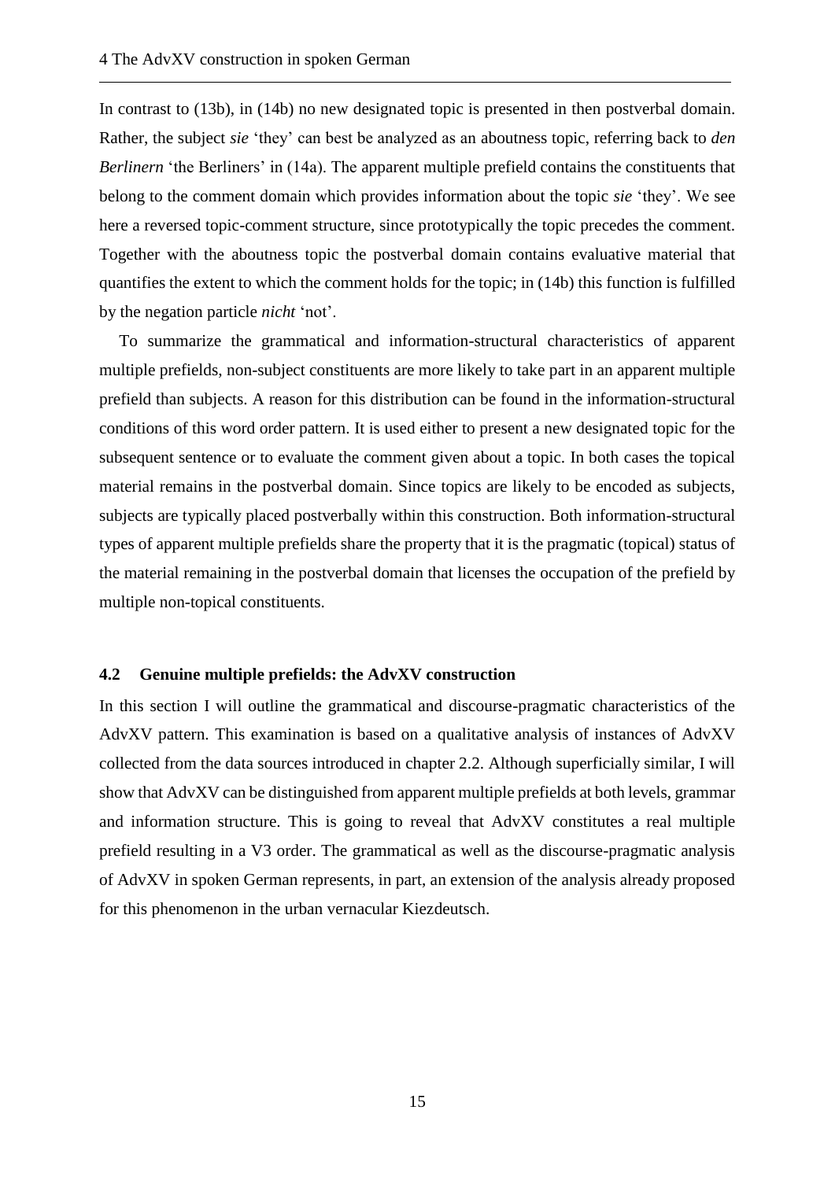In contrast to (13b), in (14b) no new designated topic is presented in then postverbal domain. Rather, the subject *sie* 'they' can best be analyzed as an aboutness topic, referring back to *den Berlinern* 'the Berliners' in (14a). The apparent multiple prefield contains the constituents that belong to the comment domain which provides information about the topic *sie* 'they'. We see here a reversed topic-comment structure, since prototypically the topic precedes the comment. Together with the aboutness topic the postverbal domain contains evaluative material that quantifies the extent to which the comment holds for the topic; in (14b) this function is fulfilled by the negation particle *nicht* 'not'.

To summarize the grammatical and information-structural characteristics of apparent multiple prefields, non-subject constituents are more likely to take part in an apparent multiple prefield than subjects. A reason for this distribution can be found in the information-structural conditions of this word order pattern. It is used either to present a new designated topic for the subsequent sentence or to evaluate the comment given about a topic. In both cases the topical material remains in the postverbal domain. Since topics are likely to be encoded as subjects, subjects are typically placed postverbally within this construction. Both information-structural types of apparent multiple prefields share the property that it is the pragmatic (topical) status of the material remaining in the postverbal domain that licenses the occupation of the prefield by multiple non-topical constituents.

### 4.2 Genuine multiple prefields: the AdvXV construction

In this section I will outline the grammatical and discourse-pragmatic characteristics of the AdvXV pattern. This examination is based on a qualitative analysis of instances of AdvXV collected from the data sources introduced in chapter 2.2. Although superficially similar, I will show that AdvXV can be distinguished from apparent multiple prefields at both levels, grammar and information structure. This is going to reveal that AdvXV constitutes a real multiple prefield resulting in a V3 order. The grammatical as well as the discourse-pragmatic analysis of AdvXV in spoken German represents, in part, an extension of the analysis already proposed for this phenomenon in the urban vernacular Kiezdeutsch.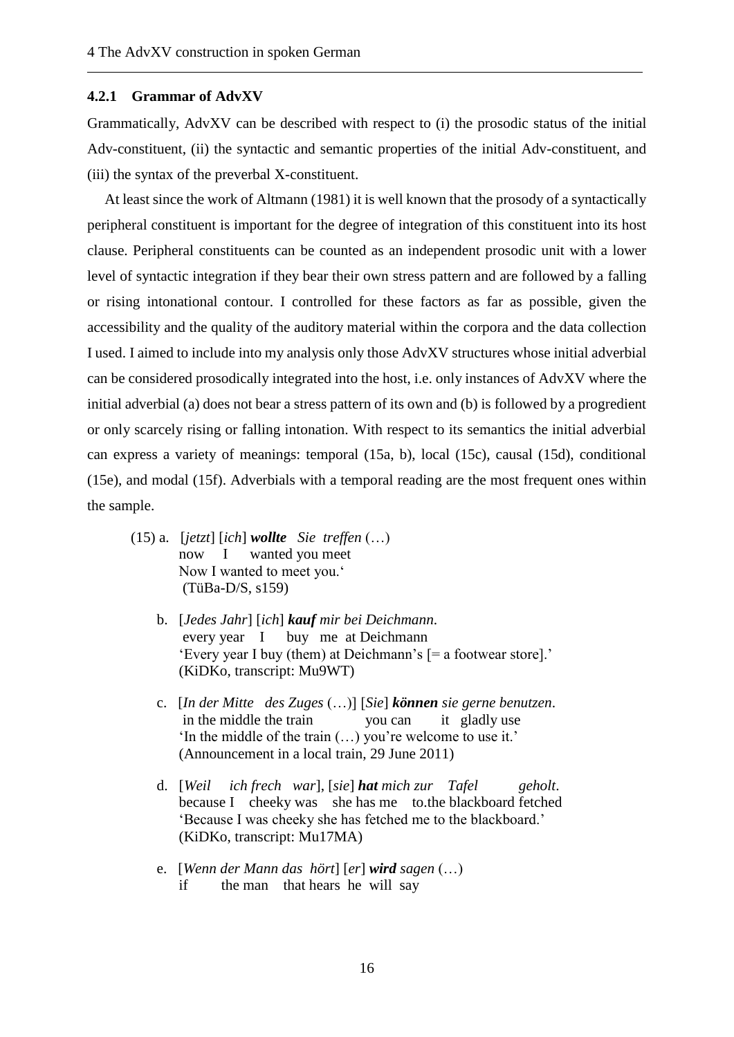### 4.2.1 Grammar of AdvXV

Grammatically, AdvXV can be described with respect to (i) the prosodic status of the initial Adv-constituent, (ii) the syntactic and semantic properties of the initial Adv-constituent, and (iii) the syntax of the preverbal X-constituent.

At least since the work of Altmann (1981) it is well known that the prosody of a syntactically peripheral constituent is important for the degree of integration of this constituent into its host clause. Peripheral constituents can be counted as an independent prosodic unit with a lower level of syntactic integration if they bear their own stress pattern and are followed by a falling or rising intonational contour. I controlled for these factors as far as possible, given the accessibility and the quality of the auditory material within the corpora and the data collection I used. I aimed to include into my analysis only those AdvXV structures whose initial adverbial can be considered prosodically integrated into the host, i.e. only instances of AdvXV where the initial adverbial (a) does not bear a stress pattern of its own and (b) is followed by a progredient or only scarcely rising or falling intonation. With respect to its semantics the initial adverbial can express a variety of meanings: temporal (15a, b), local (15c), causal (15d), conditional (15e), and modal (15f). Adverbials with a temporal reading are the most frequent ones within the sample.

(15) a. [*jetzt*] [*ich*] ***wollte*** *Sie treffen* (…)
now I wanted you meet
Now I wanted to meet you.‘
(TüBa-D/S, s159)

b. [*Jedes Jahr*] [*ich*] ***kauf*** *mir bei Deichmann.*
every year I buy me at Deichmann
'Every year I buy (them) at Deichmann's [= a footwear store].'
(KiDKo, transcript: Mu9WT)

c. [*In der Mitte des Zuges* (…)] [*Sie*] ***können*** *sie gerne benutzen*.
in the middle the train you can it gladly use
'In the middle of the train (…) you're welcome to use it.'
(Announcement in a local train, 29 June 2011)

d. [*Weil ich frech war*], [*sie*] ***hat*** *mich zur Tafel geholt*.
because I cheeky was she has me to.the blackboard fetched
'Because I was cheeky she has fetched me to the blackboard.'
(KiDKo, transcript: Mu17MA)

e. [*Wenn der Mann das hört*] [*er*] ***wird*** *sagen* (…)
if the man that hears he will say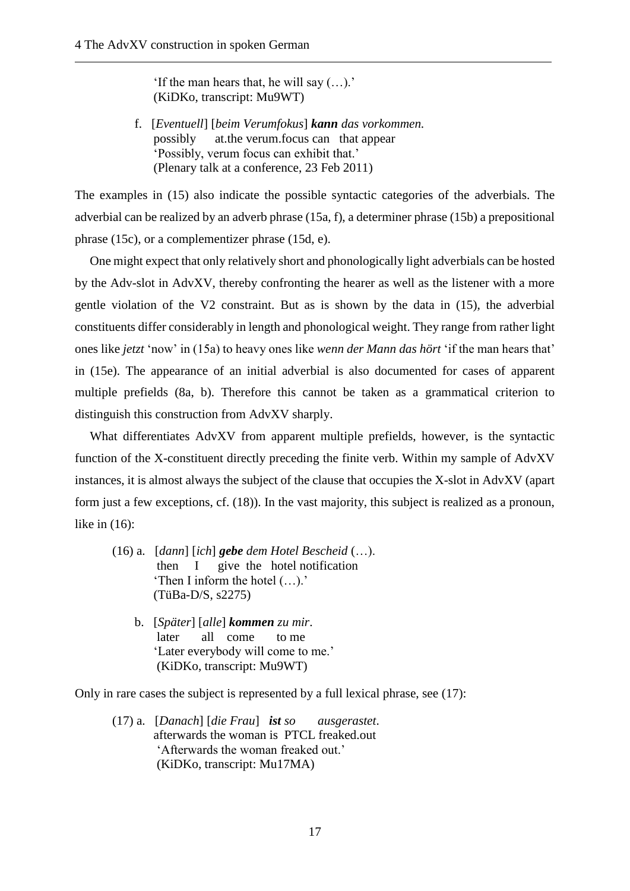'If the man hears that, he will say (…).'
(KiDKo, transcript: Mu9WT)

f. [*Eventuell*] [*beim Verumfokus*] ***kann*** *das vorkommen.*
possibly at.the verum.focus can that appear
'Possibly, verum focus can exhibit that.'
(Plenary talk at a conference, 23 Feb 2011)

The examples in (15) also indicate the possible syntactic categories of the adverbials. The adverbial can be realized by an adverb phrase (15a, f), a determiner phrase (15b) a prepositional phrase (15c), or a complementizer phrase (15d, e).

One might expect that only relatively short and phonologically light adverbials can be hosted by the Adv-slot in AdvXV, thereby confronting the hearer as well as the listener with a more gentle violation of the V2 constraint. But as is shown by the data in (15), the adverbial constituents differ considerably in length and phonological weight. They range from rather light ones like *jetzt* 'now' in (15a) to heavy ones like *wenn der Mann das hört* 'if the man hears that' in (15e). The appearance of an initial adverbial is also documented for cases of apparent multiple prefields (8a, b). Therefore this cannot be taken as a grammatical criterion to distinguish this construction from AdvXV sharply.

What differentiates AdvXV from apparent multiple prefields, however, is the syntactic function of the X-constituent directly preceding the finite verb. Within my sample of AdvXV instances, it is almost always the subject of the clause that occupies the X-slot in AdvXV (apart form just a few exceptions, cf. (18)). In the vast majority, this subject is realized as a pronoun, like in (16):

(16) a. [*dann*] [*ich*] ***gebe*** *dem Hotel Bescheid* (…).
then I give the hotel notification
'Then I inform the hotel (…).'
(TüBa-D/S, s2275)

b. [*Später*] [*alle*] ***kommen*** *zu mir*.
later all come to me
'Later everybody will come to me.'
(KiDKo, transcript: Mu9WT)

Only in rare cases the subject is represented by a full lexical phrase, see (17):

(17) a. [*Danach*] [*die Frau*] ***ist*** *so ausgerastet*.
afterwards the woman is PTCL freaked.out
'Afterwards the woman freaked out.'
(KiDKo, transcript: Mu17MA)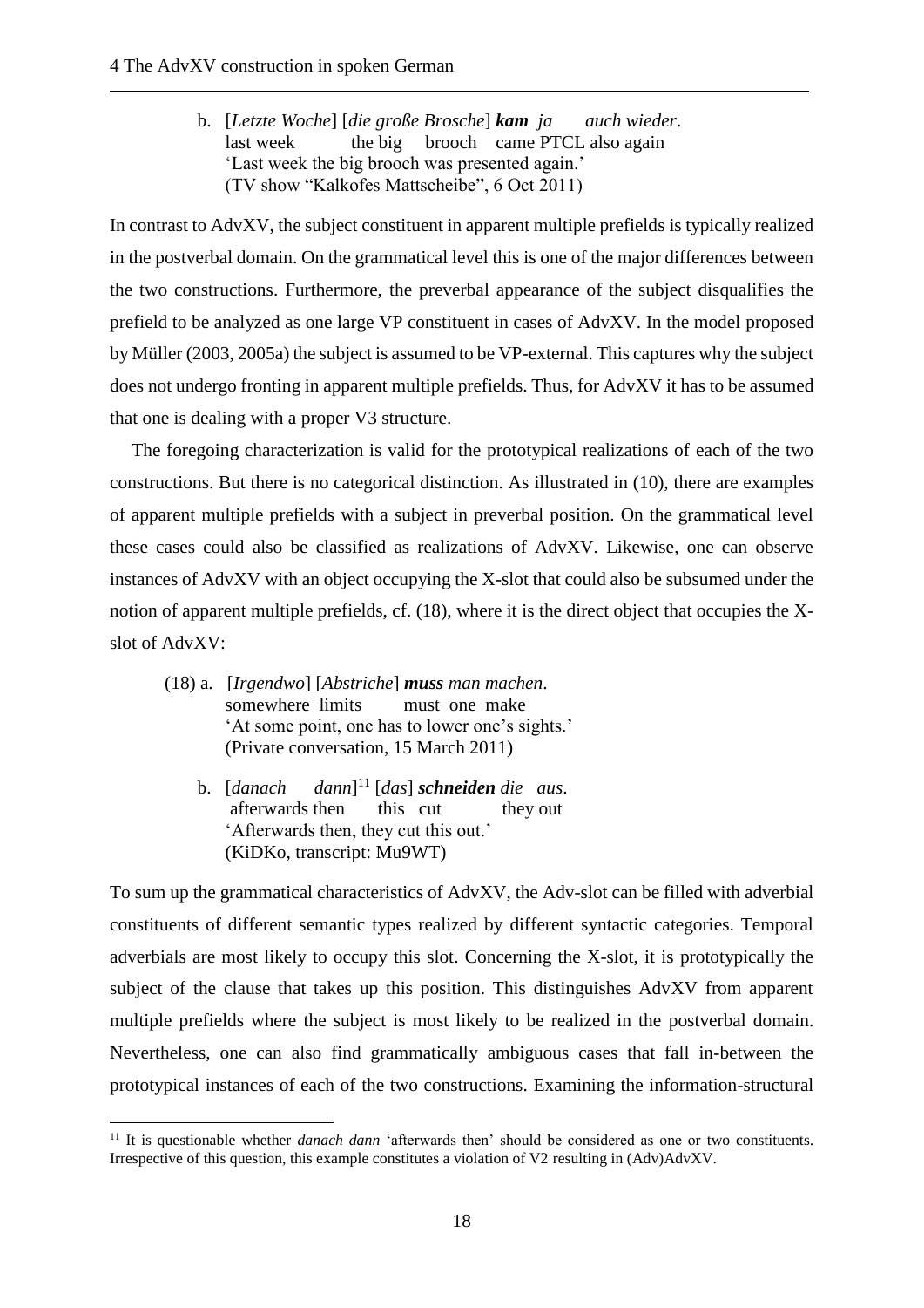b. [*Letzte Woche*] [*die große Brosche*] ***kam*** *ja auch wieder*.
   last week the big brooch came PTCL also again
   'Last week the big brooch was presented again.'
   (TV show "Kalkofes Mattscheibe", 6 Oct 2011)

In contrast to AdvXV, the subject constituent in apparent multiple prefields is typically realized in the postverbal domain. On the grammatical level this is one of the major differences between the two constructions. Furthermore, the preverbal appearance of the subject disqualifies the prefield to be analyzed as one large VP constituent in cases of AdvXV. In the model proposed by Müller (2003, 2005a) the subject is assumed to be VP-external. This captures why the subject does not undergo fronting in apparent multiple prefields. Thus, for AdvXV it has to be assumed that one is dealing with a proper V3 structure.

The foregoing characterization is valid for the prototypical realizations of each of the two constructions. But there is no categorical distinction. As illustrated in (10), there are examples of apparent multiple prefields with a subject in preverbal position. On the grammatical level these cases could also be classified as realizations of AdvXV. Likewise, one can observe instances of AdvXV with an object occupying the X-slot that could also be subsumed under the notion of apparent multiple prefields, cf. (18), where it is the direct object that occupies the X-slot of AdvXV:

(18) a. [*Irgendwo*] [*Abstriche*] ***muss*** *man machen*.
   somewhere limits must one make
   'At some point, one has to lower one's sights.'
   (Private conversation, 15 March 2011)

b. [*danach dann*][11] [*das*] ***schneiden*** *die aus*.
   afterwards then this cut they out
   'Afterwards then, they cut this out.'
   (KiDKo, transcript: Mu9WT)

To sum up the grammatical characteristics of AdvXV, the Adv-slot can be filled with adverbial constituents of different semantic types realized by different syntactic categories. Temporal adverbials are most likely to occupy this slot. Concerning the X-slot, it is prototypically the subject of the clause that takes up this position. This distinguishes AdvXV from apparent multiple prefields where the subject is most likely to be realized in the postverbal domain. Nevertheless, one can also find grammatically ambiguous cases that fall in-between the prototypical instances of each of the two constructions. Examining the information-structural

---

[11] It is questionable whether *danach dann* 'afterwards then' should be considered as one or two constituents. Irrespective of this question, this example constitutes a violation of V2 resulting in (Adv)AdvXV.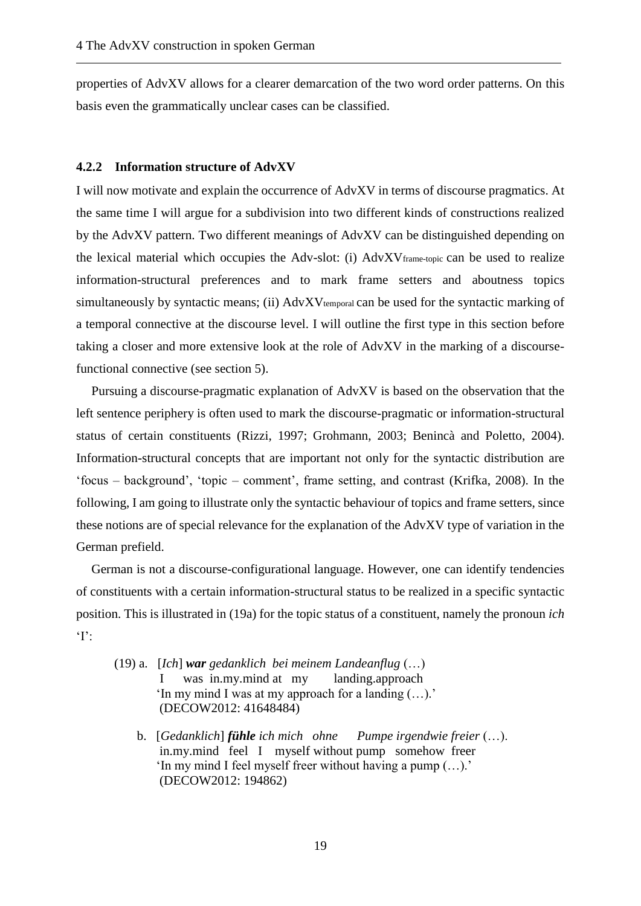properties of AdvXV allows for a clearer demarcation of the two word order patterns. On this basis even the grammatically unclear cases can be classified.

### 4.2.2 Information structure of AdvXV

I will now motivate and explain the occurrence of AdvXV in terms of discourse pragmatics. At the same time I will argue for a subdivision into two different kinds of constructions realized by the AdvXV pattern. Two different meanings of AdvXV can be distinguished depending on the lexical material which occupies the Adv-slot: (i) $\text{AdvXV}_{\text{frame-topic}}$ can be used to realize information-structural preferences and to mark frame setters and aboutness topics simultaneously by syntactic means; (ii) $\text{AdvXV}_{\text{temporal}}$ can be used for the syntactic marking of a temporal connective at the discourse level. I will outline the first type in this section before taking a closer and more extensive look at the role of AdvXV in the marking of a discourse-functional connective (see section 5).

Pursuing a discourse-pragmatic explanation of AdvXV is based on the observation that the left sentence periphery is often used to mark the discourse-pragmatic or information-structural status of certain constituents (Rizzi, 1997; Grohmann, 2003; Benincà and Poletto, 2004). Information-structural concepts that are important not only for the syntactic distribution are 'focus – background', 'topic – comment', frame setting, and contrast (Krifka, 2008). In the following, I am going to illustrate only the syntactic behaviour of topics and frame setters, since these notions are of special relevance for the explanation of the AdvXV type of variation in the German prefield.

German is not a discourse-configurational language. However, one can identify tendencies of constituents with a certain information-structural status to be realized in a specific syntactic position. This is illustrated in (19a) for the topic status of a constituent, namely the pronoun *ich* 'I':

(19) a. [*Ich*] ***war*** *gedanklich bei meinem Landeanflug* (…)
 I was in.my.mind at my landing.approach
 'In my mind I was at my approach for a landing (…).'
 (DECOW2012: 41648484)

b. [*Gedanklich*] ***fühle*** *ich mich ohne Pumpe irgendwie freier* (…).
 in.my.mind feel I myself without pump somehow freer
 'In my mind I feel myself freer without having a pump (…).'
 (DECOW2012: 194862)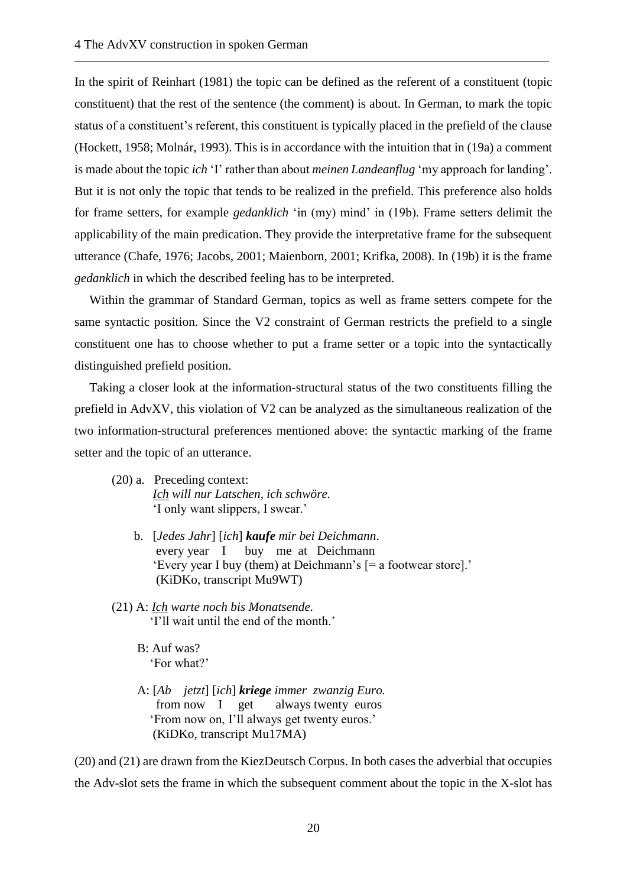In the spirit of Reinhart (1981) the topic can be defined as the referent of a constituent (topic constituent) that the rest of the sentence (the comment) is about. In German, to mark the topic status of a constituent's referent, this constituent is typically placed in the prefield of the clause (Hockett, 1958; Molnár, 1993). This is in accordance with the intuition that in (19a) a comment is made about the topic *ich* 'I' rather than about *meinen Landeanflug* 'my approach for landing'. But it is not only the topic that tends to be realized in the prefield. This preference also holds for frame setters, for example *gedanklich* 'in (my) mind' in (19b). Frame setters delimit the applicability of the main predication. They provide the interpretative frame for the subsequent utterance (Chafe, 1976; Jacobs, 2001; Maienborn, 2001; Krifka, 2008). In (19b) it is the frame *gedanklich* in which the described feeling has to be interpreted.

Within the grammar of Standard German, topics as well as frame setters compete for the same syntactic position. Since the V2 constraint of German restricts the prefield to a single constituent one has to choose whether to put a frame setter or a topic into the syntactically distinguished prefield position.

Taking a closer look at the information-structural status of the two constituents filling the prefield in AdvXV, this violation of V2 can be analyzed as the simultaneous realization of the two information-structural preferences mentioned above: the syntactic marking of the frame setter and the topic of an utterance.

(20) a. Preceding context:
 *<u>Ich</u> will nur Latschen, ich schwöre.*
 'I only want slippers, I swear.'

 b. [*Jedes Jahr*] [*ich*] ***kaufe*** *mir bei Deichmann*.
 every year I buy me at Deichmann
 'Every year I buy (them) at Deichmann's [= a footwear store].'
 (KiDKo, transcript Mu9WT)

(21) A: *<u>Ich</u> warte noch bis Monatsende.*
 'I'll wait until the end of the month.'

 B: Auf was?
 'For what?'

 A: [*Ab jetzt*] [*ich*] ***kriege*** *immer zwanzig Euro.*
 from now I get always twenty euros
 'From now on, I'll always get twenty euros.'
 (KiDKo, transcript Mu17MA)

(20) and (21) are drawn from the KiezDeutsch Corpus. In both cases the adverbial that occupies the Adv-slot sets the frame in which the subsequent comment about the topic in the X-slot has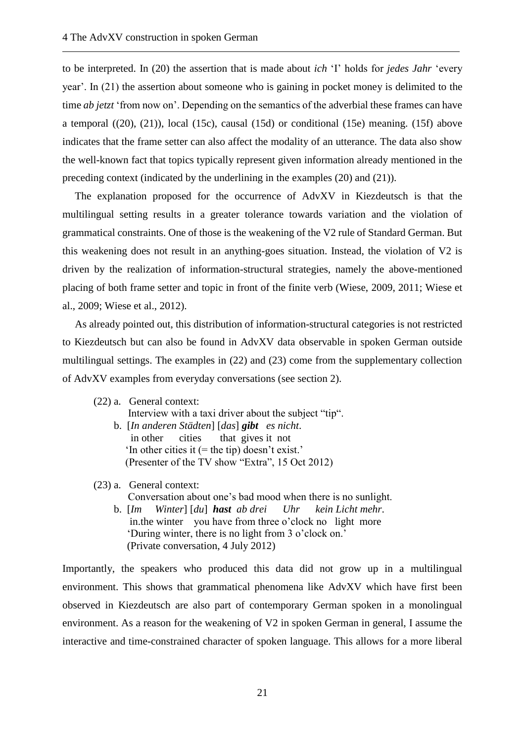to be interpreted. In (20) the assertion that is made about *ich* 'I' holds for *jedes Jahr* 'every year'. In (21) the assertion about someone who is gaining in pocket money is delimited to the time *ab jetzt* 'from now on'. Depending on the semantics of the adverbial these frames can have a temporal ((20), (21)), local (15c), causal (15d) or conditional (15e) meaning. (15f) above indicates that the frame setter can also affect the modality of an utterance. The data also show the well-known fact that topics typically represent given information already mentioned in the preceding context (indicated by the underlining in the examples (20) and (21)).

The explanation proposed for the occurrence of AdvXV in Kiezdeutsch is that the multilingual setting results in a greater tolerance towards variation and the violation of grammatical constraints. One of those is the weakening of the V2 rule of Standard German. But this weakening does not result in an anything-goes situation. Instead, the violation of V2 is driven by the realization of information-structural strategies, namely the above-mentioned placing of both frame setter and topic in front of the finite verb (Wiese, 2009, 2011; Wiese et al., 2009; Wiese et al., 2012).

As already pointed out, this distribution of information-structural categories is not restricted to Kiezdeutsch but can also be found in AdvXV data observable in spoken German outside multilingual settings. The examples in (22) and (23) come from the supplementary collection of AdvXV examples from everyday conversations (see section 2).

(22) a. General context:
Interview with a taxi driver about the subject "tip".

b. [*In anderen Städten*] [*das*] ***gibt*** *es nicht*.
in other cities that gives it not
'In other cities it (= the tip) doesn't exist.'
(Presenter of the TV show "Extra", 15 Oct 2012)

(23) a. General context:
Conversation about one's bad mood when there is no sunlight.

b. [*Im Winter*] [*du*] ***hast*** *ab drei Uhr kein Licht mehr*.
in.the winter you have from three o'clock no light more
'During winter, there is no light from 3 o'clock on.'
(Private conversation, 4 July 2012)

Importantly, the speakers who produced this data did not grow up in a multilingual environment. This shows that grammatical phenomena like AdvXV which have first been observed in Kiezdeutsch are also part of contemporary German spoken in a monolingual environment. As a reason for the weakening of V2 in spoken German in general, I assume the interactive and time-constrained character of spoken language. This allows for a more liberal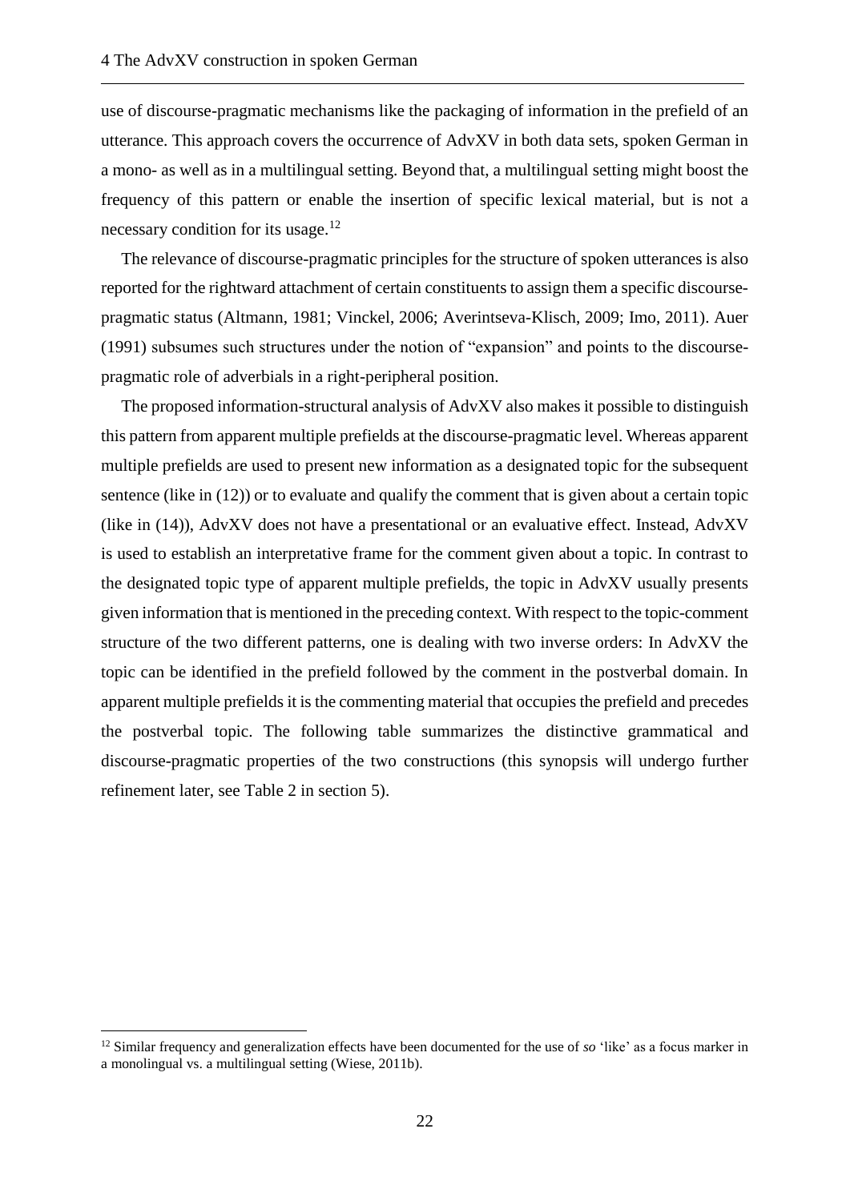use of discourse-pragmatic mechanisms like the packaging of information in the prefield of an utterance. This approach covers the occurrence of AdvXV in both data sets, spoken German in a mono- as well as in a multilingual setting. Beyond that, a multilingual setting might boost the frequency of this pattern or enable the insertion of specific lexical material, but is not a necessary condition for its usage.[12]

The relevance of discourse-pragmatic principles for the structure of spoken utterances is also reported for the rightward attachment of certain constituents to assign them a specific discourse-pragmatic status (Altmann, 1981; Vinckel, 2006; Averintseva-Klisch, 2009; Imo, 2011). Auer (1991) subsumes such structures under the notion of "expansion" and points to the discourse-pragmatic role of adverbials in a right-peripheral position.

The proposed information-structural analysis of AdvXV also makes it possible to distinguish this pattern from apparent multiple prefields at the discourse-pragmatic level. Whereas apparent multiple prefields are used to present new information as a designated topic for the subsequent sentence (like in (12)) or to evaluate and qualify the comment that is given about a certain topic (like in (14)), AdvXV does not have a presentational or an evaluative effect. Instead, AdvXV is used to establish an interpretative frame for the comment given about a topic. In contrast to the designated topic type of apparent multiple prefields, the topic in AdvXV usually presents given information that is mentioned in the preceding context. With respect to the topic-comment structure of the two different patterns, one is dealing with two inverse orders: In AdvXV the topic can be identified in the prefield followed by the comment in the postverbal domain. In apparent multiple prefields it is the commenting material that occupies the prefield and precedes the postverbal topic. The following table summarizes the distinctive grammatical and discourse-pragmatic properties of the two constructions (this synopsis will undergo further refinement later, see Table 2 in section 5).

[12] Similar frequency and generalization effects have been documented for the use of *so* 'like' as a focus marker in a monolingual vs. a multilingual setting (Wiese, 2011b).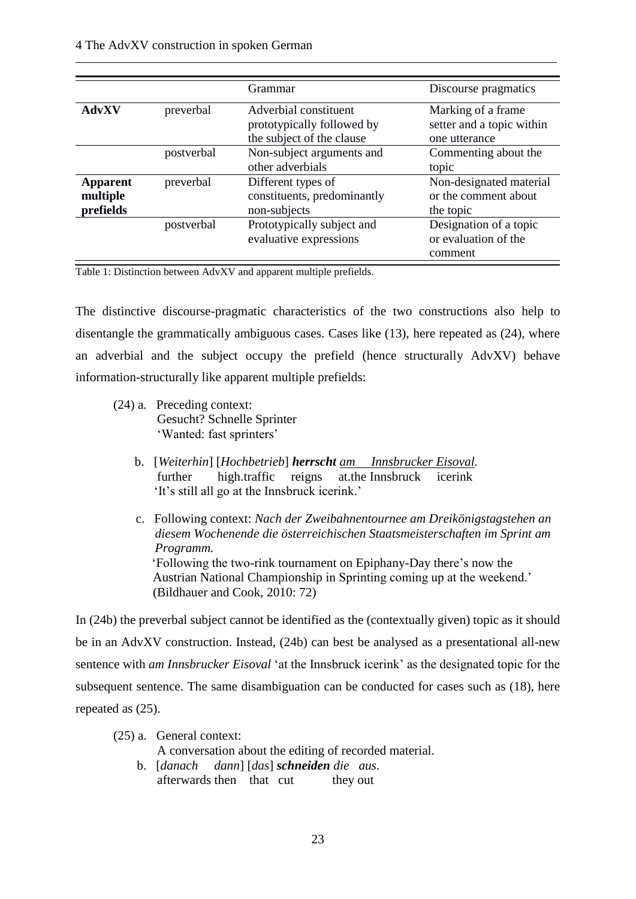| | | Grammar | Discourse pragmatics |
|---|---|---|---|
| **AdvXV** | preverbal | Adverbial constituent prototypically followed by the subject of the clause | Marking of a frame setter and a topic within one utterance |
| | postverbal | Non-subject arguments and other adverbials | Commenting about the topic |
| **Apparent multiple prefields** | preverbal | Different types of constituents, predominantly non-subjects | Non-designated material or the comment about the topic |
| | postverbal | Prototypically subject and evaluative expressions | Designation of a topic or evaluation of the comment |

Table 1: Distinction between AdvXV and apparent multiple prefields.

The distinctive discourse-pragmatic characteristics of the two constructions also help to disentangle the grammatically ambiguous cases. Cases like (13), here repeated as (24), where an adverbial and the subject occupy the prefield (hence structurally AdvXV) behave information-structurally like apparent multiple prefields:

(24) a. Preceding context:
Gesucht? Schnelle Sprinter
'Wanted: fast sprinters'

b. [*Weiterhin*] [*Hochbetrieb*] ***herrscht*** <u>*am Innsbrucker Eisoval.*</u>
further high.traffic reigns at.the Innsbruck icerink
'It's still all go at the Innsbruck icerink.'

c. Following context: *Nach der Zweibahnentournee am Dreikönigstagstehen an diesem Wochenende die österreichischen Staatsmeisterschaften im Sprint am Programm.*
'Following the two-rink tournament on Epiphany-Day there's now the Austrian National Championship in Sprinting coming up at the weekend.' (Bildhauer and Cook, 2010: 72)

In (24b) the preverbal subject cannot be identified as the (contextually given) topic as it should be in an AdvXV construction. Instead, (24b) can best be analysed as a presentational all-new sentence with *am Innsbrucker Eisoval* 'at the Innsbruck icerink' as the designated topic for the subsequent sentence. The same disambiguation can be conducted for cases such as (18), here repeated as (25).

(25) a. General context:
A conversation about the editing of recorded material.

b. [*danach dann*] [*das*] ***schneiden*** *die aus*.
afterwards then that cut they out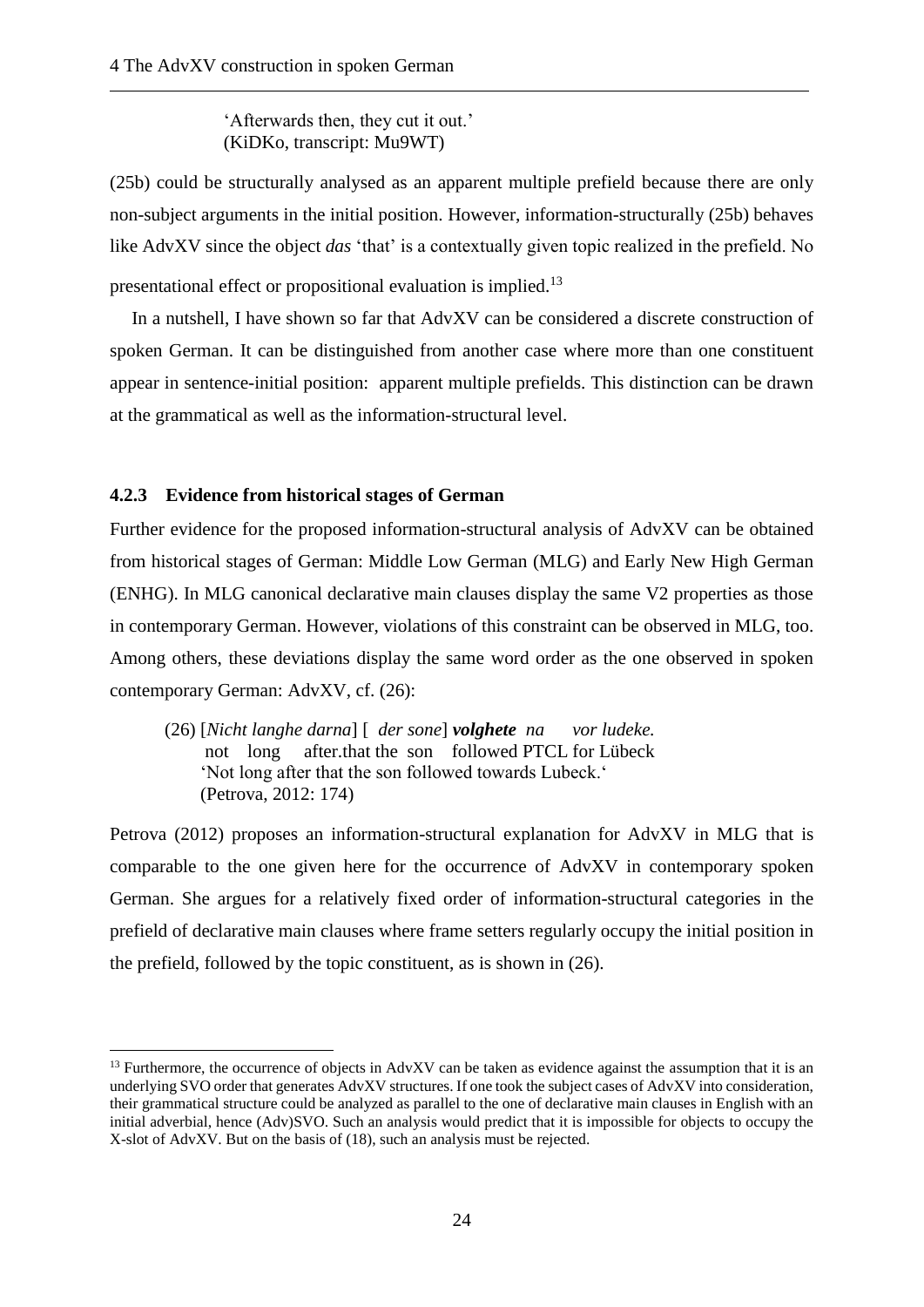'Afterwards then, they cut it out.'
(KiDKo, transcript: Mu9WT)

(25b) could be structurally analysed as an apparent multiple prefield because there are only non-subject arguments in the initial position. However, information-structurally (25b) behaves like AdvXV since the object *das* 'that' is a contextually given topic realized in the prefield. No presentational effect or propositional evaluation is implied.[13]

In a nutshell, I have shown so far that AdvXV can be considered a discrete construction of spoken German. It can be distinguished from another case where more than one constituent appear in sentence-initial position: apparent multiple prefields. This distinction can be drawn at the grammatical as well as the information-structural level.

### 4.2.3 Evidence from historical stages of German

Further evidence for the proposed information-structural analysis of AdvXV can be obtained from historical stages of German: Middle Low German (MLG) and Early New High German (ENHG). In MLG canonical declarative main clauses display the same V2 properties as those in contemporary German. However, violations of this constraint can be observed in MLG, too. Among others, these deviations display the same word order as the one observed in spoken contemporary German: AdvXV, cf. (26):

(26) [*Nicht langhe darna*] [ *der sone*] ***volghete*** *na vor ludeke.*
not long after.that the son followed PTCL for Lübeck
'Not long after that the son followed towards Lubeck.'
(Petrova, 2012: 174)

Petrova (2012) proposes an information-structural explanation for AdvXV in MLG that is comparable to the one given here for the occurrence of AdvXV in contemporary spoken German. She argues for a relatively fixed order of information-structural categories in the prefield of declarative main clauses where frame setters regularly occupy the initial position in the prefield, followed by the topic constituent, as is shown in (26).

[13] Furthermore, the occurrence of objects in AdvXV can be taken as evidence against the assumption that it is an underlying SVO order that generates AdvXV structures. If one took the subject cases of AdvXV into consideration, their grammatical structure could be analyzed as parallel to the one of declarative main clauses in English with an initial adverbial, hence (Adv)SVO. Such an analysis would predict that it is impossible for objects to occupy the X-slot of AdvXV. But on the basis of (18), such an analysis must be rejected.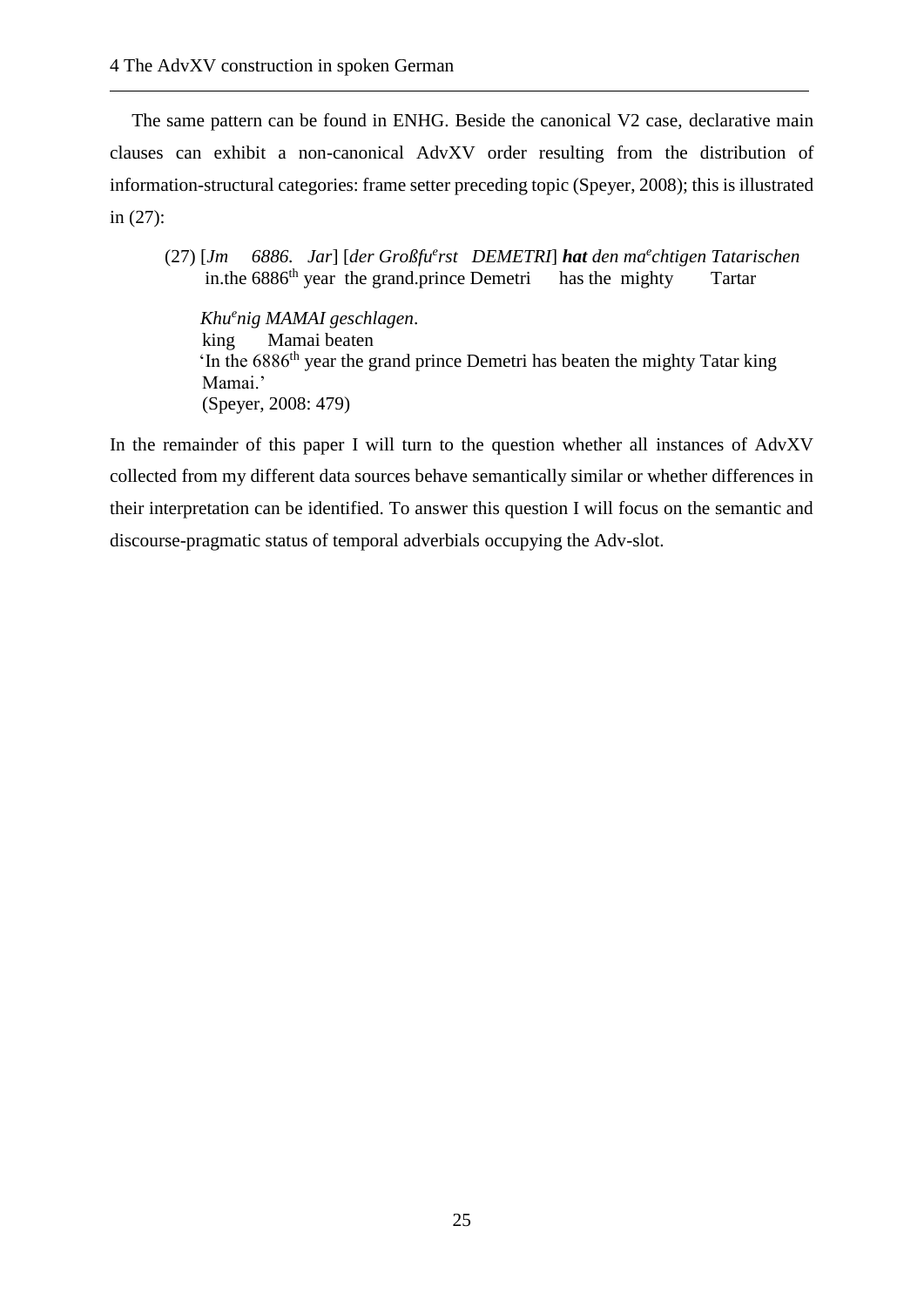The same pattern can be found in ENHG. Beside the canonical V2 case, declarative main clauses can exhibit a non-canonical AdvXV order resulting from the distribution of information-structural categories: frame setter preceding topic (Speyer, 2008); this is illustrated in (27):

(27) [*Jm 6886. Jar*] [*der Großfu<sup>e</sup>rst DEMETRI*] ***hat*** *den ma<sup>e</sup>chtigen Tatarischen*
in.the 6886th year the grand.prince Demetri has the mighty Tartar

*Khu<sup>e</sup>nig MAMAI geschlagen*.
king Mamai beaten
'In the 6886th year the grand prince Demetri has beaten the mighty Tatar king Mamai.'
(Speyer, 2008: 479)

In the remainder of this paper I will turn to the question whether all instances of AdvXV collected from my different data sources behave semantically similar or whether differences in their interpretation can be identified. To answer this question I will focus on the semantic and discourse-pragmatic status of temporal adverbials occupying the Adv-slot.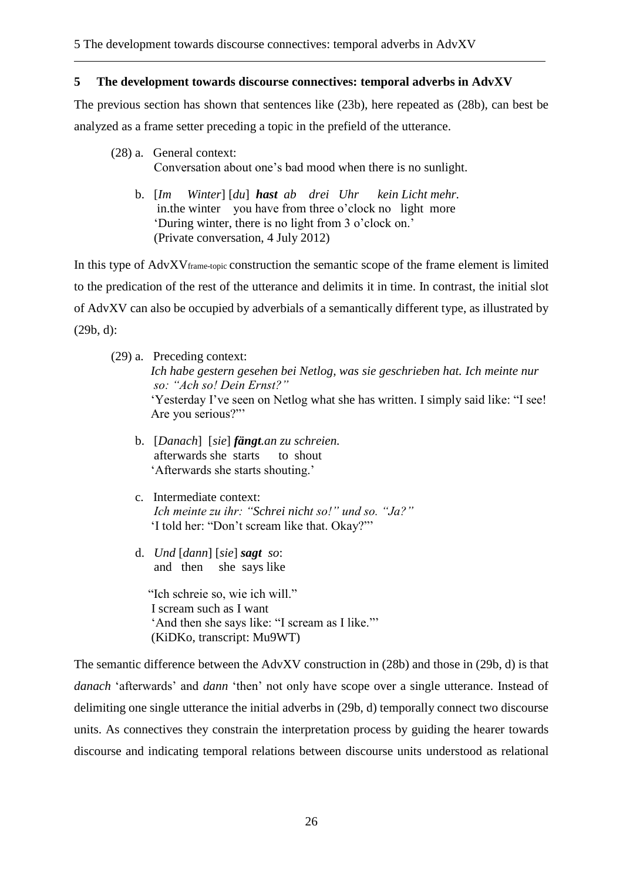## 5 The development towards discourse connectives: temporal adverbs in AdvXV

The previous section has shown that sentences like (23b), here repeated as (28b), can best be analyzed as a frame setter preceding a topic in the prefield of the utterance.

(28) a. General context:
Conversation about one's bad mood when there is no sunlight.

b. [*Im Winter*] [*du*] ***hast*** *ab drei Uhr kein Licht mehr.*
in.the winter you have from three o'clock no light more
'During winter, there is no light from 3 o'clock on.'
(Private conversation, 4 July 2012)

In this type of AdvXV$_{\text{frame-topic}}$ construction the semantic scope of the frame element is limited to the predication of the rest of the utterance and delimits it in time. In contrast, the initial slot of AdvXV can also be occupied by adverbials of a semantically different type, as illustrated by (29b, d):

(29) a. Preceding context:
*Ich habe gestern gesehen bei Netlog, was sie geschrieben hat. Ich meinte nur so: "Ach so! Dein Ernst?"*
'Yesterday I've seen on Netlog what she has written. I simply said like: "I see! Are you serious?"'

b. [*Danach*] [*sie*] ***fängt****.an zu schreien.*
afterwards she starts to shout
'Afterwards she starts shouting.'

c. Intermediate context:
*Ich meinte zu ihr: "Schrei nicht so!" und so. "Ja?"*
'I told her: "Don't scream like that. Okay?"'

d. *Und* [*dann*] [*sie*] ***sagt*** *so*:
and then she says like

"Ich schreie so, wie ich will."
I scream such as I want
'And then she says like: "I scream as I like."'
(KiDKo, transcript: Mu9WT)

The semantic difference between the AdvXV construction in (28b) and those in (29b, d) is that *danach* 'afterwards' and *dann* 'then' not only have scope over a single utterance. Instead of delimiting one single utterance the initial adverbs in (29b, d) temporally connect two discourse units. As connectives they constrain the interpretation process by guiding the hearer towards discourse and indicating temporal relations between discourse units understood as relational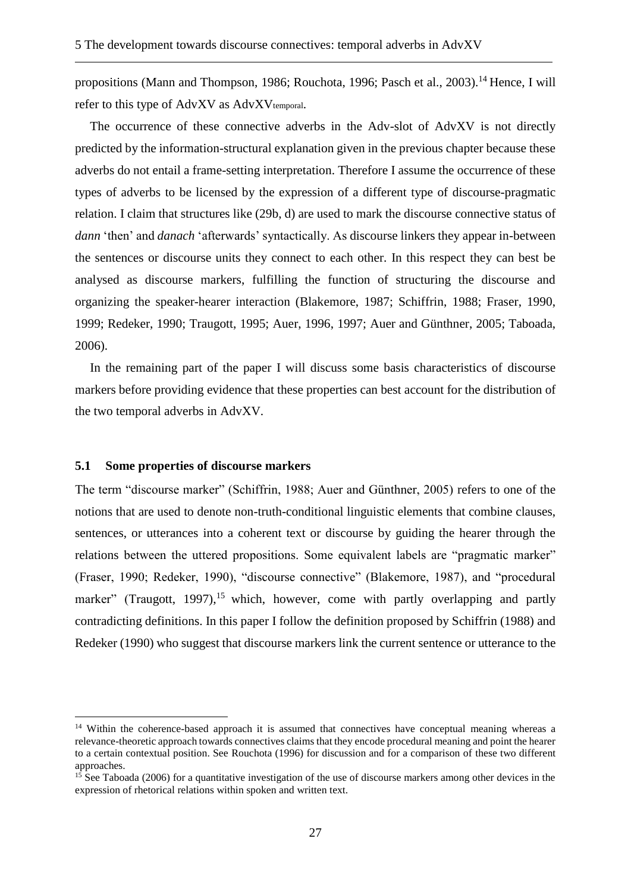propositions (Mann and Thompson, 1986; Rouchota, 1996; Pasch et al., 2003).[14] Hence, I will refer to this type of AdvXV as $\text{AdvXV}_{\text{temporal}}$.

The occurrence of these connective adverbs in the Adv-slot of AdvXV is not directly predicted by the information-structural explanation given in the previous chapter because these adverbs do not entail a frame-setting interpretation. Therefore I assume the occurrence of these types of adverbs to be licensed by the expression of a different type of discourse-pragmatic relation. I claim that structures like (29b, d) are used to mark the discourse connective status of *dann* 'then' and *danach* 'afterwards' syntactically. As discourse linkers they appear in-between the sentences or discourse units they connect to each other. In this respect they can best be analysed as discourse markers, fulfilling the function of structuring the discourse and organizing the speaker-hearer interaction (Blakemore, 1987; Schiffrin, 1988; Fraser, 1990, 1999; Redeker, 1990; Traugott, 1995; Auer, 1996, 1997; Auer and Günthner, 2005; Taboada, 2006).

In the remaining part of the paper I will discuss some basis characteristics of discourse markers before providing evidence that these properties can best account for the distribution of the two temporal adverbs in AdvXV.

### 5.1 Some properties of discourse markers

The term "discourse marker" (Schiffrin, 1988; Auer and Günthner, 2005) refers to one of the notions that are used to denote non-truth-conditional linguistic elements that combine clauses, sentences, or utterances into a coherent text or discourse by guiding the hearer through the relations between the uttered propositions. Some equivalent labels are "pragmatic marker" (Fraser, 1990; Redeker, 1990), "discourse connective" (Blakemore, 1987), and "procedural marker" (Traugott, 1997),[15] which, however, come with partly overlapping and partly contradicting definitions. In this paper I follow the definition proposed by Schiffrin (1988) and Redeker (1990) who suggest that discourse markers link the current sentence or utterance to the

---

[14] Within the coherence-based approach it is assumed that connectives have conceptual meaning whereas a relevance-theoretic approach towards connectives claims that they encode procedural meaning and point the hearer to a certain contextual position. See Rouchota (1996) for discussion and for a comparison of these two different approaches.

[15] See Taboada (2006) for a quantitative investigation of the use of discourse markers among other devices in the expression of rhetorical relations within spoken and written text.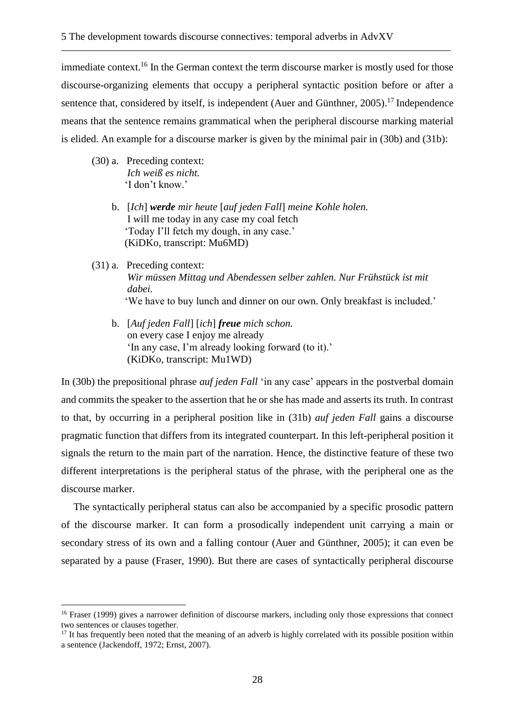immediate context.[16] In the German context the term discourse marker is mostly used for those discourse-organizing elements that occupy a peripheral syntactic position before or after a sentence that, considered by itself, is independent (Auer and Günthner, 2005).[17] Independence means that the sentence remains grammatical when the peripheral discourse marking material is elided. An example for a discourse marker is given by the minimal pair in (30b) and (31b):

(30) a. Preceding context:
*Ich weiß es nicht.*
'I don't know.'

b. [*Ich*] ***werde*** *mir heute* [*auf jeden Fall*] *meine Kohle holen.*
I will me today in any case my coal fetch
'Today I'll fetch my dough, in any case.'
(KiDKo, transcript: Mu6MD)

(31) a. Preceding context:
*Wir müssen Mittag und Abendessen selber zahlen. Nur Frühstück ist mit dabei.*
'We have to buy lunch and dinner on our own. Only breakfast is included.'

b. [*Auf jeden Fall*] [*ich*] ***freue*** *mich schon.*
on every case I enjoy me already
'In any case, I'm already looking forward (to it).'
(KiDKo, transcript: Mu1WD)

In (30b) the prepositional phrase *auf jeden Fall* 'in any case' appears in the postverbal domain and commits the speaker to the assertion that he or she has made and asserts its truth. In contrast to that, by occurring in a peripheral position like in (31b) *auf jeden Fall* gains a discourse pragmatic function that differs from its integrated counterpart. In this left-peripheral position it signals the return to the main part of the narration. Hence, the distinctive feature of these two different interpretations is the peripheral status of the phrase, with the peripheral one as the discourse marker.

The syntactically peripheral status can also be accompanied by a specific prosodic pattern of the discourse marker. It can form a prosodically independent unit carrying a main or secondary stress of its own and a falling contour (Auer and Günthner, 2005); it can even be separated by a pause (Fraser, 1990). But there are cases of syntactically peripheral discourse

[16] Fraser (1999) gives a narrower definition of discourse markers, including only those expressions that connect two sentences or clauses together.

[17] It has frequently been noted that the meaning of an adverb is highly correlated with its possible position within a sentence (Jackendoff, 1972; Ernst, 2007).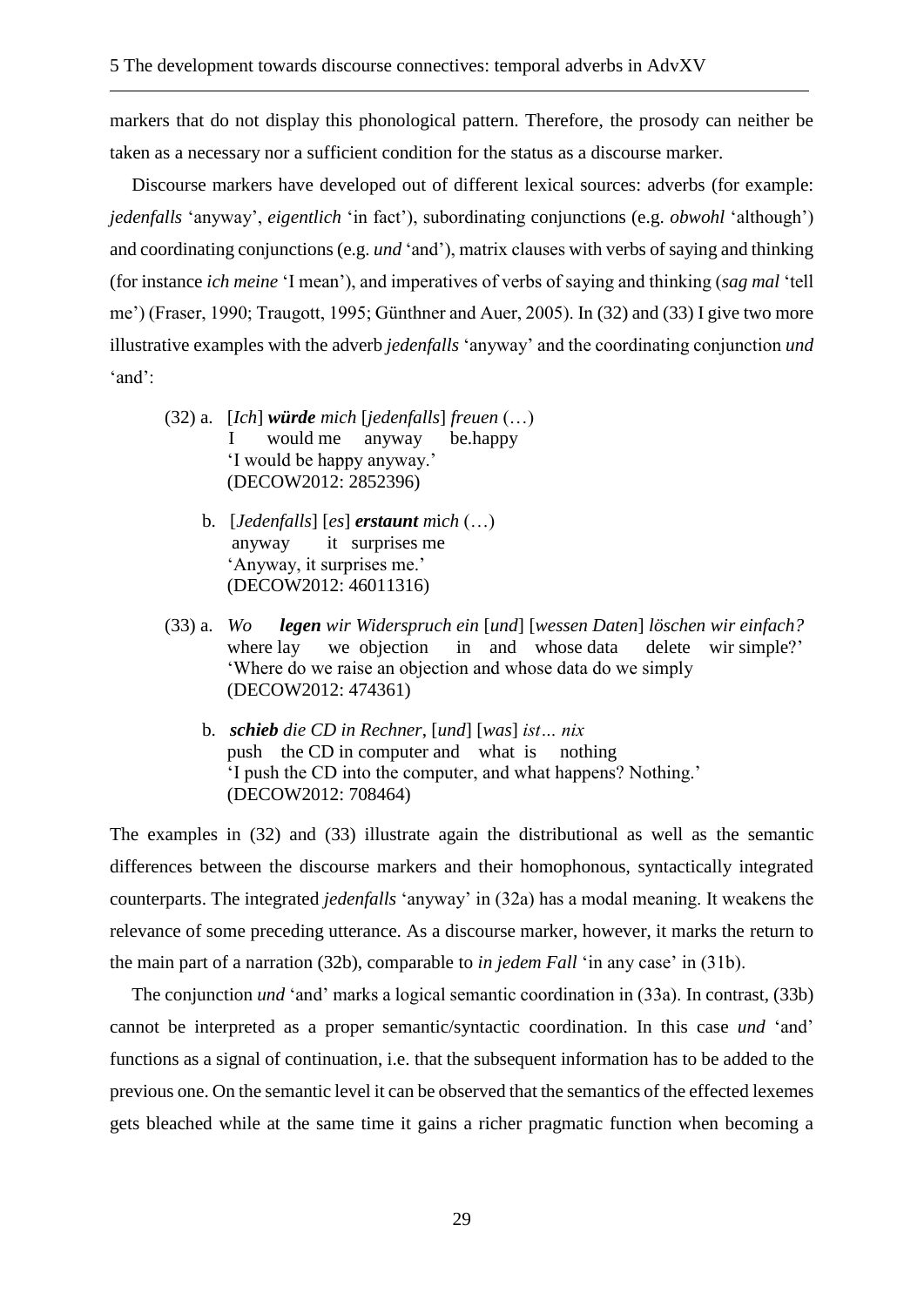markers that do not display this phonological pattern. Therefore, the prosody can neither be taken as a necessary nor a sufficient condition for the status as a discourse marker.

Discourse markers have developed out of different lexical sources: adverbs (for example: *jedenfalls* 'anyway', *eigentlich* 'in fact'), subordinating conjunctions (e.g. *obwohl* 'although') and coordinating conjunctions (e.g. *und* 'and'), matrix clauses with verbs of saying and thinking (for instance *ich meine* 'I mean'), and imperatives of verbs of saying and thinking (*sag mal* 'tell me') (Fraser, 1990; Traugott, 1995; Günthner and Auer, 2005). In (32) and (33) I give two more illustrative examples with the adverb *jedenfalls* 'anyway' and the coordinating conjunction *und* 'and':

(32) a. [*Ich*] ***würde*** *mich* [*jedenfalls*] *freuen* (…)
I would me anyway be.happy
'I would be happy anyway.'
(DECOW2012: 2852396)

b. [*Jedenfalls*] [*es*] ***erstaunt*** *mich* (…)
anyway it surprises me
'Anyway, it surprises me.'
(DECOW2012: 46011316)

(33) a. *Wo* ***legen*** *wir Widerspruch ein* [*und*] [*wessen Daten*] *löschen wir einfach?*
where lay we objection in and whose data delete wir simple?'
'Where do we raise an objection and whose data do we simply
(DECOW2012: 474361)

b. ***schieb*** *die CD in Rechner*, [*und*] [*was*] *ist… nix*
push the CD in computer and what is nothing
'I push the CD into the computer, and what happens? Nothing.'
(DECOW2012: 708464)

The examples in (32) and (33) illustrate again the distributional as well as the semantic differences between the discourse markers and their homophonous, syntactically integrated counterparts. The integrated *jedenfalls* 'anyway' in (32a) has a modal meaning. It weakens the relevance of some preceding utterance. As a discourse marker, however, it marks the return to the main part of a narration (32b), comparable to *in jedem Fall* 'in any case' in (31b).

The conjunction *und* 'and' marks a logical semantic coordination in (33a). In contrast, (33b) cannot be interpreted as a proper semantic/syntactic coordination. In this case *und* 'and' functions as a signal of continuation, i.e. that the subsequent information has to be added to the previous one. On the semantic level it can be observed that the semantics of the effected lexemes gets bleached while at the same time it gains a richer pragmatic function when becoming a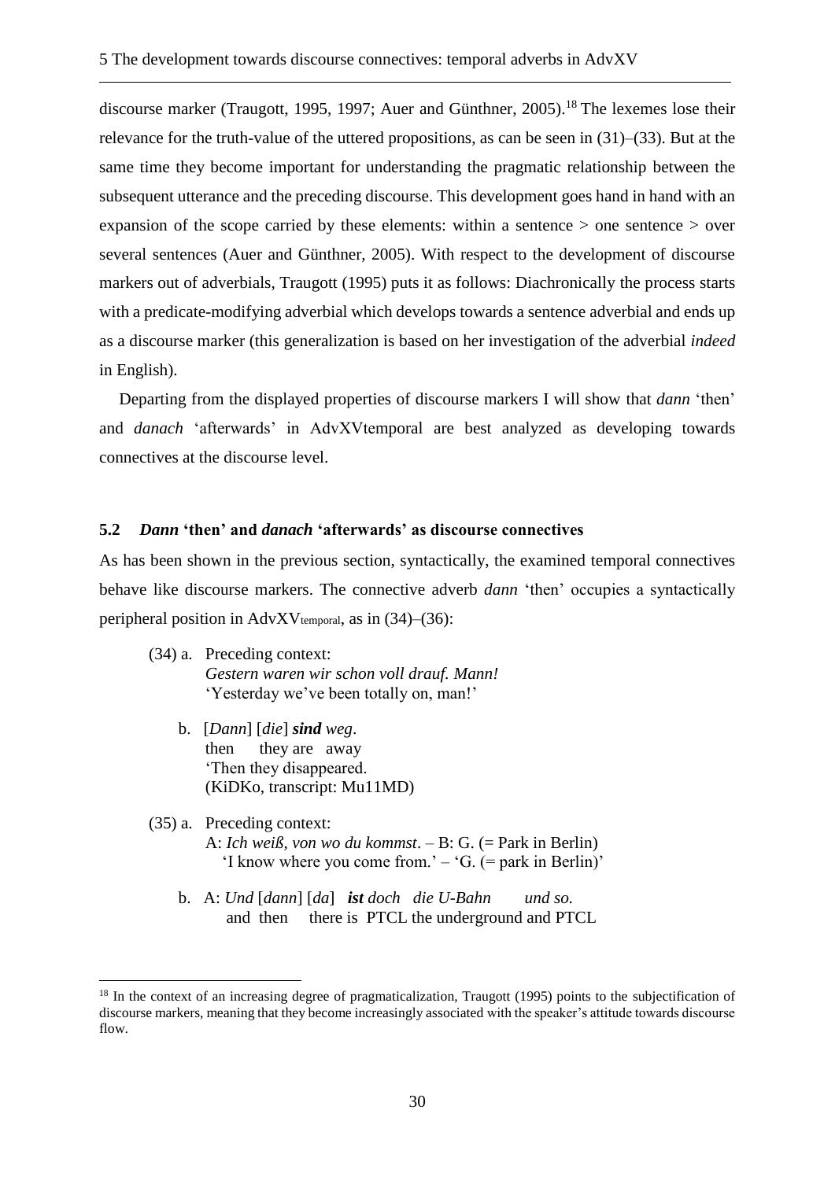discourse marker (Traugott, 1995, 1997; Auer and Günthner, 2005).[18] The lexemes lose their relevance for the truth-value of the uttered propositions, as can be seen in (31)–(33). But at the same time they become important for understanding the pragmatic relationship between the subsequent utterance and the preceding discourse. This development goes hand in hand with an expansion of the scope carried by these elements: within a sentence > one sentence > over several sentences (Auer and Günthner, 2005). With respect to the development of discourse markers out of adverbials, Traugott (1995) puts it as follows: Diachronically the process starts with a predicate-modifying adverbial which develops towards a sentence adverbial and ends up as a discourse marker (this generalization is based on her investigation of the adverbial *indeed* in English).

Departing from the displayed properties of discourse markers I will show that *dann* 'then' and *danach* 'afterwards' in AdvXVtemporal are best analyzed as developing towards connectives at the discourse level.

## 5.2 *Dann* 'then' and *danach* 'afterwards' as discourse connectives

As has been shown in the previous section, syntactically, the examined temporal connectives behave like discourse markers. The connective adverb *dann* 'then' occupies a syntactically peripheral position in $\text{AdvXV}_{\text{temporal}}$, as in (34)–(36):

(34) a. Preceding context:
*Gestern waren wir schon voll drauf. Mann!*
'Yesterday we've been totally on, man!'

b. [*Dann*] [*die*] ***sind*** *weg*.
then they are away
'Then they disappeared.
(KiDKo, transcript: Mu11MD)

(35) a. Preceding context:
A: *Ich weiß, von wo du kommst*. – B: G. (= Park in Berlin)
'I know where you come from.' – 'G. (= park in Berlin)'

b. A: *Und* [*dann*] [*da*] ***ist*** *doch die U-Bahn und so.*
and then there is PTCL the underground and PTCL

[18] In the context of an increasing degree of pragmaticalization, Traugott (1995) points to the subjectification of discourse markers, meaning that they become increasingly associated with the speaker's attitude towards discourse flow.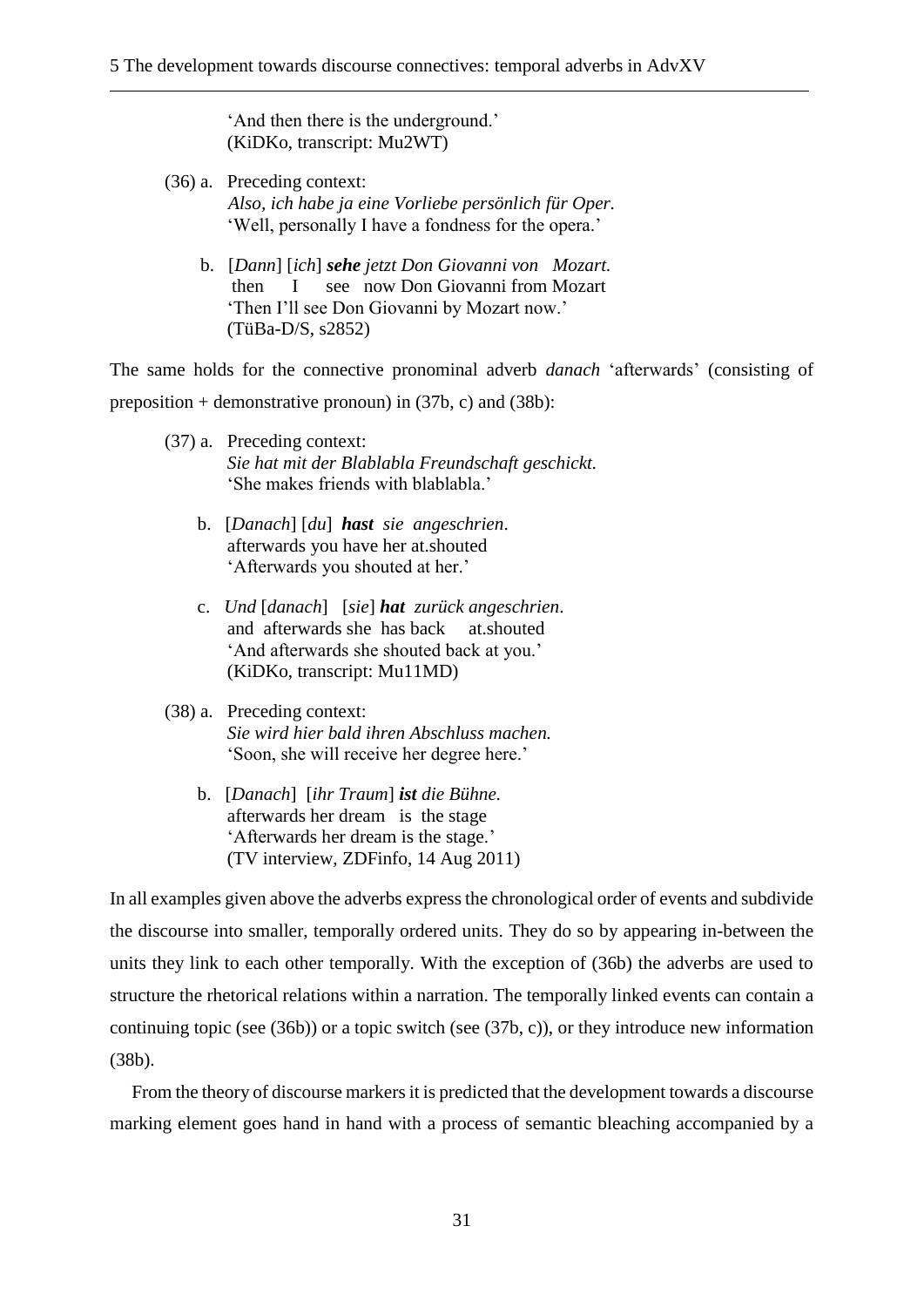'And then there is the underground.'
(KiDKo, transcript: Mu2WT)

(36) a. Preceding context:
*Also, ich habe ja eine Vorliebe persönlich für Oper.*
'Well, personally I have a fondness for the opera.'

b. [*Dann*] [*ich*] ***sehe*** *jetzt Don Giovanni von Mozart.*
then I see now Don Giovanni from Mozart
'Then I'll see Don Giovanni by Mozart now.'
(TüBa-D/S, s2852)

The same holds for the connective pronominal adverb *danach* 'afterwards' (consisting of preposition + demonstrative pronoun) in (37b, c) and (38b):

(37) a. Preceding context:
*Sie hat mit der Blablabla Freundschaft geschickt.*
'She makes friends with blablabla.'

b. [*Danach*] [*du*] ***hast*** *sie angeschrien*.
afterwards you have her at.shouted
'Afterwards you shouted at her.'

c. *Und* [*danach*] [*sie*] ***hat*** *zurück angeschrien*.
and afterwards she has back at.shouted
'And afterwards she shouted back at you.'
(KiDKo, transcript: Mu11MD)

(38) a. Preceding context:
*Sie wird hier bald ihren Abschluss machen.*
'Soon, she will receive her degree here.'

b. [*Danach*] [*ihr Traum*] ***ist*** *die Bühne.*
afterwards her dream is the stage
'Afterwards her dream is the stage.'
(TV interview, ZDFinfo, 14 Aug 2011)

In all examples given above the adverbs express the chronological order of events and subdivide the discourse into smaller, temporally ordered units. They do so by appearing in-between the units they link to each other temporally. With the exception of (36b) the adverbs are used to structure the rhetorical relations within a narration. The temporally linked events can contain a continuing topic (see (36b)) or a topic switch (see (37b, c)), or they introduce new information (38b).

From the theory of discourse markers it is predicted that the development towards a discourse marking element goes hand in hand with a process of semantic bleaching accompanied by a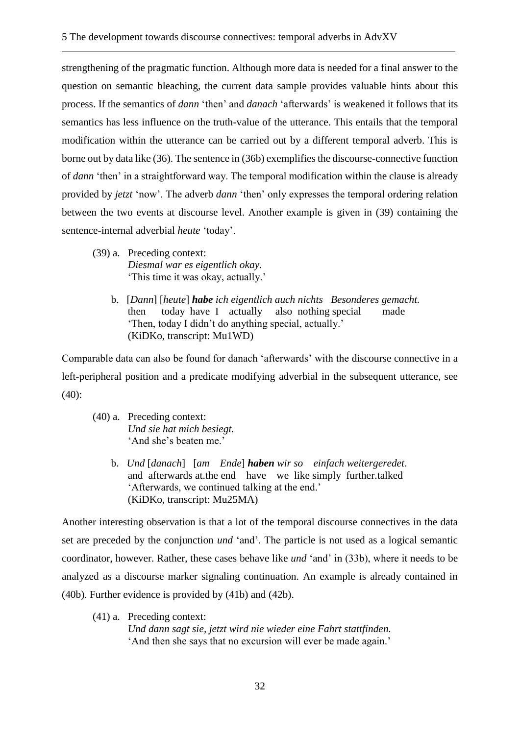strengthening of the pragmatic function. Although more data is needed for a final answer to the question on semantic bleaching, the current data sample provides valuable hints about this process. If the semantics of *dann* 'then' and *danach* 'afterwards' is weakened it follows that its semantics has less influence on the truth-value of the utterance. This entails that the temporal modification within the utterance can be carried out by a different temporal adverb. This is borne out by data like (36). The sentence in (36b) exemplifies the discourse-connective function of *dann* 'then' in a straightforward way. The temporal modification within the clause is already provided by *jetzt* 'now'. The adverb *dann* 'then' only expresses the temporal ordering relation between the two events at discourse level. Another example is given in (39) containing the sentence-internal adverbial *heute* 'today'.

(39) a. Preceding context:
*Diesmal war es eigentlich okay.*
'This time it was okay, actually.'

b. [*Dann*] [*heute*] ***habe*** *ich eigentlich auch nichts Besonderes gemacht.*
then today have I actually also nothing special made
'Then, today I didn't do anything special, actually.'
(KiDKo, transcript: Mu1WD)

Comparable data can also be found for danach 'afterwards' with the discourse connective in a left-peripheral position and a predicate modifying adverbial in the subsequent utterance, see (40):

(40) a. Preceding context:
*Und sie hat mich besiegt.*
'And she's beaten me.'

b. *Und* [*danach*] [*am Ende*] ***haben*** *wir so einfach weitergeredet*.
and afterwards at.the end have we like simply further.talked
'Afterwards, we continued talking at the end.'
(KiDKo, transcript: Mu25MA)

Another interesting observation is that a lot of the temporal discourse connectives in the data set are preceded by the conjunction *und* 'and'. The particle is not used as a logical semantic coordinator, however. Rather, these cases behave like *und* 'and' in (33b), where it needs to be analyzed as a discourse marker signaling continuation. An example is already contained in (40b). Further evidence is provided by (41b) and (42b).

(41) a. Preceding context:
*Und dann sagt sie, jetzt wird nie wieder eine Fahrt stattfinden.*
'And then she says that no excursion will ever be made again.'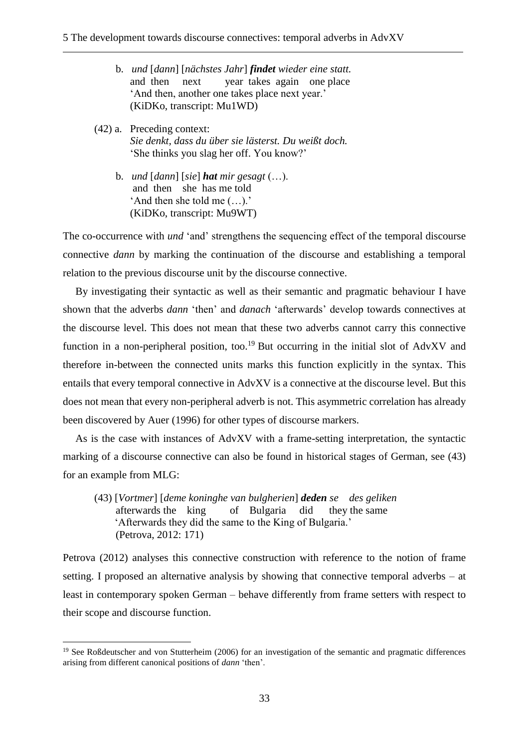b. *und* [*dann*] [*nächstes Jahr*] ***findet*** *wieder eine statt.*
   and then next year takes again one place
   'And then, another one takes place next year.'
   (KiDKo, transcript: Mu1WD)

(42) a. Preceding context:
   *Sie denkt, dass du über sie lästerst. Du weißt doch.*
   'She thinks you slag her off. You know?'

b. *und* [*dann*] [*sie*] ***hat*** *mir gesagt* (…).
   and then she has me told
   'And then she told me (…).'
   (KiDKo, transcript: Mu9WT)

The co-occurrence with *und* 'and' strengthens the sequencing effect of the temporal discourse connective *dann* by marking the continuation of the discourse and establishing a temporal relation to the previous discourse unit by the discourse connective.

By investigating their syntactic as well as their semantic and pragmatic behaviour I have shown that the adverbs *dann* 'then' and *danach* 'afterwards' develop towards connectives at the discourse level. This does not mean that these two adverbs cannot carry this connective function in a non-peripheral position, too.[19] But occurring in the initial slot of AdvXV and therefore in-between the connected units marks this function explicitly in the syntax. This entails that every temporal connective in AdvXV is a connective at the discourse level. But this does not mean that every non-peripheral adverb is not. This asymmetric correlation has already been discovered by Auer (1996) for other types of discourse markers.

As is the case with instances of AdvXV with a frame-setting interpretation, the syntactic marking of a discourse connective can also be found in historical stages of German, see (43) for an example from MLG:

(43) [*Vortmer*] [*deme koninghe van bulgherien*] ***deden*** *se des geliken*
   afterwards the king of Bulgaria did they the same
   'Afterwards they did the same to the King of Bulgaria.'
   (Petrova, 2012: 171)

Petrova (2012) analyses this connective construction with reference to the notion of frame setting. I proposed an alternative analysis by showing that connective temporal adverbs – at least in contemporary spoken German – behave differently from frame setters with respect to their scope and discourse function.

[19] See Roßdeutscher and von Stutterheim (2006) for an investigation of the semantic and pragmatic differences arising from different canonical positions of *dann* 'then'.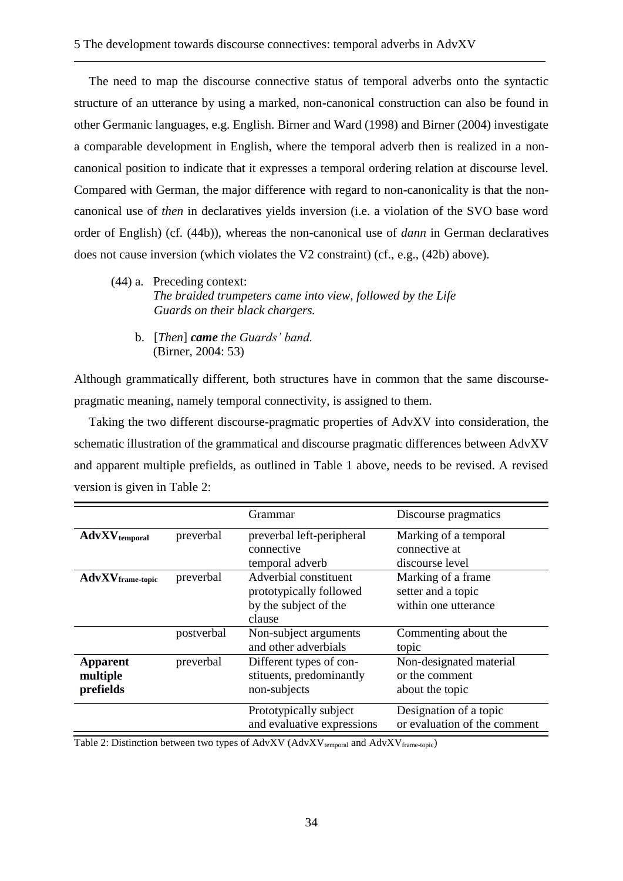The need to map the discourse connective status of temporal adverbs onto the syntactic structure of an utterance by using a marked, non-canonical construction can also be found in other Germanic languages, e.g. English. Birner and Ward (1998) and Birner (2004) investigate a comparable development in English, where the temporal adverb then is realized in a non-canonical position to indicate that it expresses a temporal ordering relation at discourse level. Compared with German, the major difference with regard to non-canonicality is that the non-canonical use of *then* in declaratives yields inversion (i.e. a violation of the SVO base word order of English) (cf. (44b)), whereas the non-canonical use of *dann* in German declaratives does not cause inversion (which violates the V2 constraint) (cf., e.g., (42b) above).

(44) a. Preceding context:
*The braided trumpeters came into view, followed by the Life Guards on their black chargers.*

b. [*Then*] ***came*** *the Guards' band.*
(Birner, 2004: 53)

Although grammatically different, both structures have in common that the same discourse-pragmatic meaning, namely temporal connectivity, is assigned to them.

Taking the two different discourse-pragmatic properties of AdvXV into consideration, the schematic illustration of the grammatical and discourse pragmatic differences between AdvXV and apparent multiple prefields, as outlined in Table 1 above, needs to be revised. A revised version is given in Table 2:

| | | Grammar | Discourse pragmatics |
|---|---|---|---|
| **AdvXV$_{temporal}$** | preverbal | preverbal left-peripheral connective temporal adverb | Marking of a temporal connective at discourse level |
| **AdvXV$_{frame\text{-}topic}$** | preverbal | Adverbial constituent prototypically followed by the subject of the clause | Marking of a frame setter and a topic within one utterance |
| | postverbal | Non-subject arguments and other adverbials | Commenting about the topic |
| **Apparent multiple prefields** | preverbal | Different types of constituents, predominantly non-subjects | Non-designated material or the comment about the topic |
| | | Prototypically subject and evaluative expressions | Designation of a topic or evaluation of the comment |

Table 2: Distinction between two types of AdvXV (AdvXV$_{temporal}$ and AdvXV$_{frame\text{-}topic}$)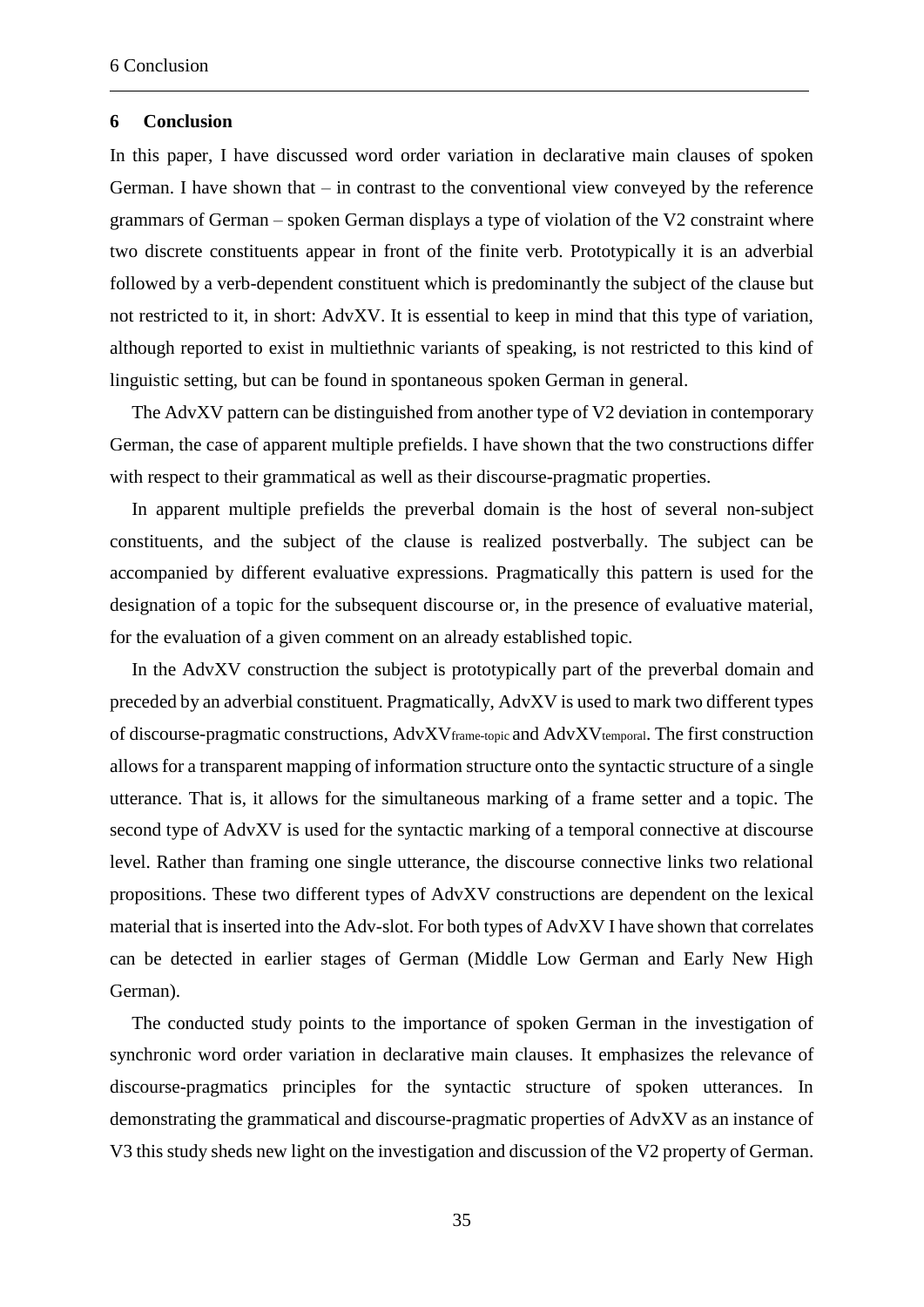## 6 Conclusion

In this paper, I have discussed word order variation in declarative main clauses of spoken German. I have shown that – in contrast to the conventional view conveyed by the reference grammars of German – spoken German displays a type of violation of the V2 constraint where two discrete constituents appear in front of the finite verb. Prototypically it is an adverbial followed by a verb-dependent constituent which is predominantly the subject of the clause but not restricted to it, in short: AdvXV. It is essential to keep in mind that this type of variation, although reported to exist in multiethnic variants of speaking, is not restricted to this kind of linguistic setting, but can be found in spontaneous spoken German in general.

The AdvXV pattern can be distinguished from another type of V2 deviation in contemporary German, the case of apparent multiple prefields. I have shown that the two constructions differ with respect to their grammatical as well as their discourse-pragmatic properties.

In apparent multiple prefields the preverbal domain is the host of several non-subject constituents, and the subject of the clause is realized postverbally. The subject can be accompanied by different evaluative expressions. Pragmatically this pattern is used for the designation of a topic for the subsequent discourse or, in the presence of evaluative material, for the evaluation of a given comment on an already established topic.

In the AdvXV construction the subject is prototypically part of the preverbal domain and preceded by an adverbial constituent. Pragmatically, AdvXV is used to mark two different types of discourse-pragmatic constructions, $\text{AdvXV}_{\text{frame-topic}}$ and $\text{AdvXV}_{\text{temporal}}$. The first construction allows for a transparent mapping of information structure onto the syntactic structure of a single utterance. That is, it allows for the simultaneous marking of a frame setter and a topic. The second type of AdvXV is used for the syntactic marking of a temporal connective at discourse level. Rather than framing one single utterance, the discourse connective links two relational propositions. These two different types of AdvXV constructions are dependent on the lexical material that is inserted into the Adv-slot. For both types of AdvXV I have shown that correlates can be detected in earlier stages of German (Middle Low German and Early New High German).

The conducted study points to the importance of spoken German in the investigation of synchronic word order variation in declarative main clauses. It emphasizes the relevance of discourse-pragmatics principles for the syntactic structure of spoken utterances. In demonstrating the grammatical and discourse-pragmatic properties of AdvXV as an instance of V3 this study sheds new light on the investigation and discussion of the V2 property of German.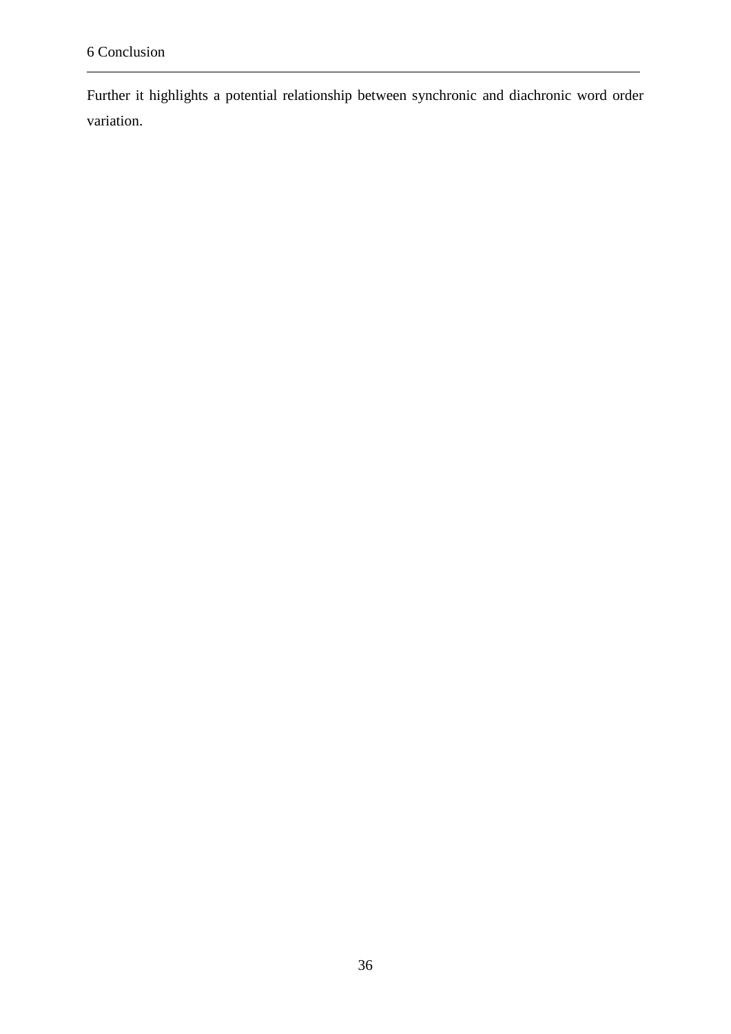Further it highlights a potential relationship between synchronic and diachronic word order variation.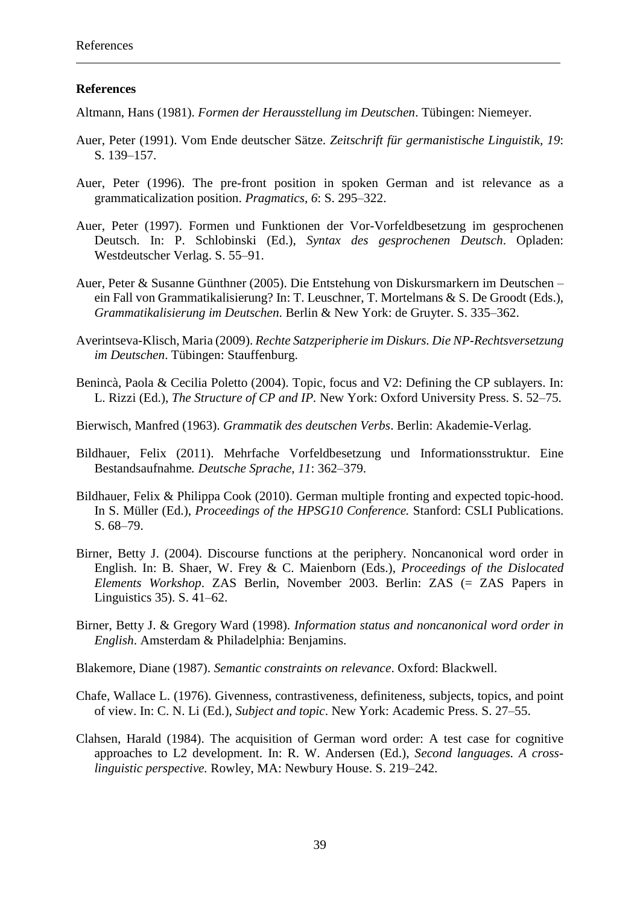## References

Altmann, Hans (1981). *Formen der Herausstellung im Deutschen*. Tübingen: Niemeyer.

Auer, Peter (1991). Vom Ende deutscher Sätze. *Zeitschrift für germanistische Linguistik, 19*: S. 139–157.

Auer, Peter (1996). The pre-front position in spoken German and ist relevance as a grammaticalization position. *Pragmatics, 6*: S. 295–322.

Auer, Peter (1997). Formen und Funktionen der Vor-Vorfeldbesetzung im gesprochenen Deutsch. In: P. Schlobinski (Ed.), *Syntax des gesprochenen Deutsch*. Opladen: Westdeutscher Verlag. S. 55–91.

Auer, Peter & Susanne Günthner (2005). Die Entstehung von Diskursmarkern im Deutschen – ein Fall von Grammatikalisierung? In: T. Leuschner, T. Mortelmans & S. De Groodt (Eds.), *Grammatikalisierung im Deutschen*. Berlin & New York: de Gruyter. S. 335–362.

Averintseva-Klisch, Maria (2009). *Rechte Satzperipherie im Diskurs. Die NP-Rechtsversetzung im Deutschen*. Tübingen: Stauffenburg.

Benincà, Paola & Cecilia Poletto (2004). Topic, focus and V2: Defining the CP sublayers. In: L. Rizzi (Ed.), *The Structure of CP and IP.* New York: Oxford University Press. S. 52–75.

Bierwisch, Manfred (1963). *Grammatik des deutschen Verbs*. Berlin: Akademie-Verlag.

Bildhauer, Felix (2011). Mehrfache Vorfeldbesetzung und Informationsstruktur. Eine Bestandsaufnahme*. Deutsche Sprache, 11*: 362–379.

Bildhauer, Felix & Philippa Cook (2010). German multiple fronting and expected topic-hood. In S. Müller (Ed.), *Proceedings of the HPSG10 Conference.* Stanford: CSLI Publications. S. 68–79.

Birner, Betty J. (2004). Discourse functions at the periphery. Noncanonical word order in English. In: B. Shaer, W. Frey & C. Maienborn (Eds.), *Proceedings of the Dislocated Elements Workshop*. ZAS Berlin, November 2003. Berlin: ZAS (= ZAS Papers in Linguistics 35). S. 41–62.

Birner, Betty J. & Gregory Ward (1998). *Information status and noncanonical word order in English*. Amsterdam & Philadelphia: Benjamins.

Blakemore, Diane (1987). *Semantic constraints on relevance*. Oxford: Blackwell.

Chafe, Wallace L. (1976). Givenness, contrastiveness, definiteness, subjects, topics, and point of view. In: C. N. Li (Ed.), *Subject and topic*. New York: Academic Press. S. 27–55.

Clahsen, Harald (1984). The acquisition of German word order: A test case for cognitive approaches to L2 development. In: R. W. Andersen (Ed.), *Second languages. A cross-linguistic perspective.* Rowley, MA: Newbury House. S. 219–242.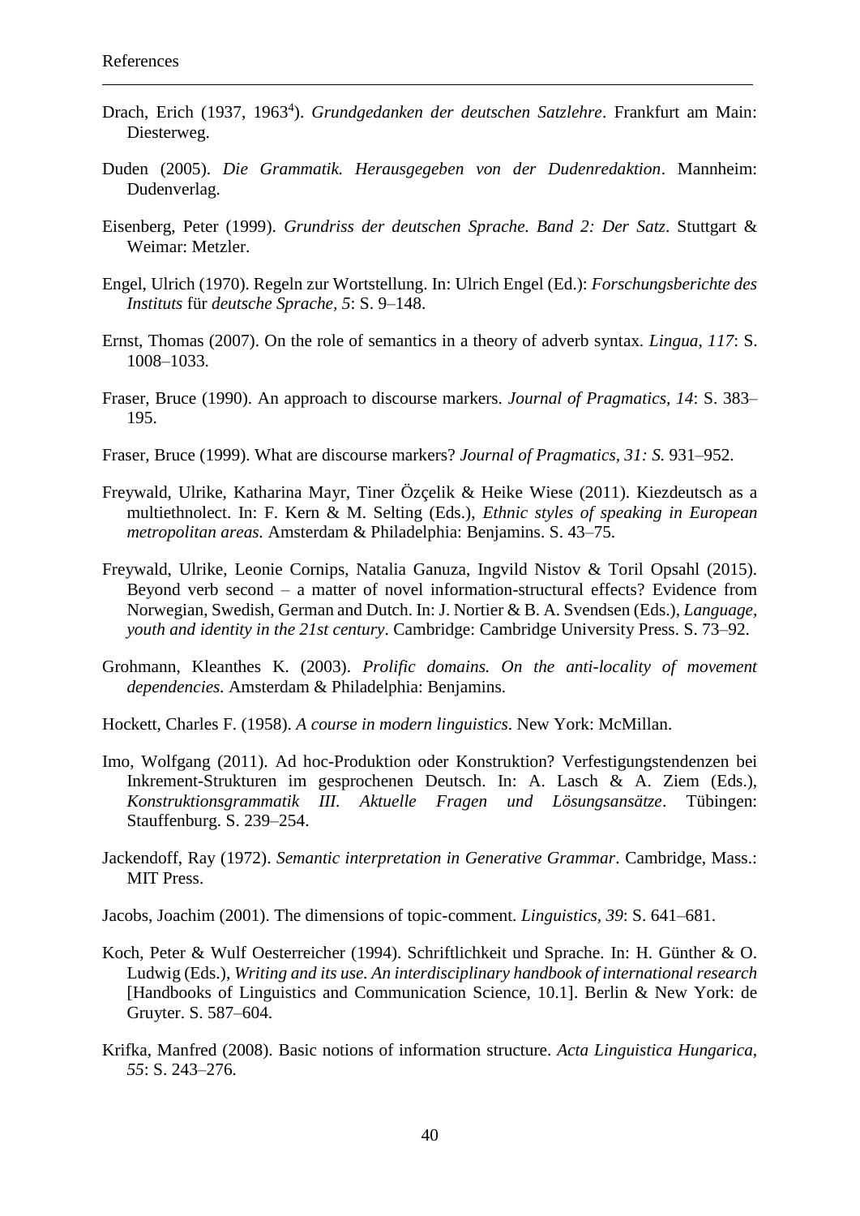Drach, Erich (1937, 1963[4]). *Grundgedanken der deutschen Satzlehre*. Frankfurt am Main: Diesterweg.

Duden (2005). *Die Grammatik. Herausgegeben von der Dudenredaktion*. Mannheim: Dudenverlag.

Eisenberg, Peter (1999). *Grundriss der deutschen Sprache. Band 2: Der Satz*. Stuttgart & Weimar: Metzler.

Engel, Ulrich (1970). Regeln zur Wortstellung. In: Ulrich Engel (Ed.): *Forschungsberichte des Instituts* für *deutsche Sprache, 5*: S. 9–148.

Ernst, Thomas (2007). On the role of semantics in a theory of adverb syntax. *Lingua, 117*: S. 1008–1033.

Fraser, Bruce (1990). An approach to discourse markers. *Journal of Pragmatics, 14*: S. 383–195.

Fraser, Bruce (1999). What are discourse markers? *Journal of Pragmatics, 31: S.* 931–952.

Freywald, Ulrike, Katharina Mayr, Tiner Özçelik & Heike Wiese (2011). Kiezdeutsch as a multiethnolect. In: F. Kern & M. Selting (Eds.), *Ethnic styles of speaking in European metropolitan areas*. Amsterdam & Philadelphia: Benjamins. S. 43–75.

Freywald, Ulrike, Leonie Cornips, Natalia Ganuza, Ingvild Nistov & Toril Opsahl (2015). Beyond verb second – a matter of novel information-structural effects? Evidence from Norwegian, Swedish, German and Dutch. In: J. Nortier & B. A. Svendsen (Eds.), *Language, youth and identity in the 21st century*. Cambridge: Cambridge University Press. S. 73–92.

Grohmann, Kleanthes K. (2003). *Prolific domains. On the anti-locality of movement dependencies*. Amsterdam & Philadelphia: Benjamins.

Hockett, Charles F. (1958). *A course in modern linguistics*. New York: McMillan.

Imo, Wolfgang (2011). Ad hoc-Produktion oder Konstruktion? Verfestigungstendenzen bei Inkrement-Strukturen im gesprochenen Deutsch. In: A. Lasch & A. Ziem (Eds.), *Konstruktionsgrammatik III. Aktuelle Fragen und Lösungsansätze*. Tübingen: Stauffenburg. S. 239–254.

Jackendoff, Ray (1972). *Semantic interpretation in Generative Grammar*. Cambridge, Mass.: MIT Press.

Jacobs, Joachim (2001). The dimensions of topic-comment. *Linguistics, 39*: S. 641–681.

Koch, Peter & Wulf Oesterreicher (1994). Schriftlichkeit und Sprache. In: H. Günther & O. Ludwig (Eds.), *Writing and its use. An interdisciplinary handbook of international research* [Handbooks of Linguistics and Communication Science, 10.1]. Berlin & New York: de Gruyter. S. 587–604.

Krifka, Manfred (2008). Basic notions of information structure. *Acta Linguistica Hungarica, 55*: S. 243–276.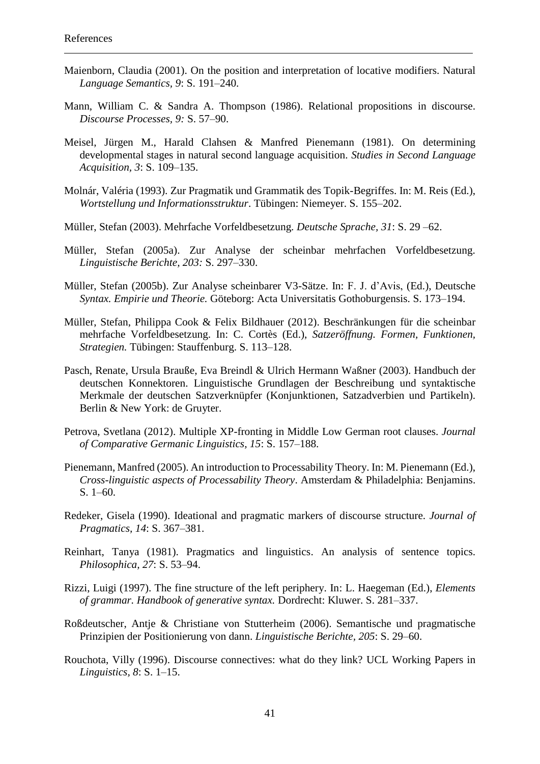Maienborn, Claudia (2001). On the position and interpretation of locative modifiers. Natural *Language Semantics, 9*: S. 191–240.

Mann, William C. & Sandra A. Thompson (1986). Relational propositions in discourse. *Discourse Processes, 9:* S. 57–90.

Meisel, Jürgen M., Harald Clahsen & Manfred Pienemann (1981). On determining developmental stages in natural second language acquisition. *Studies in Second Language Acquisition, 3*: S. 109–135.

Molnár, Valéria (1993). Zur Pragmatik und Grammatik des Topik-Begriffes. In: M. Reis (Ed.), *Wortstellung und Informationsstruktur*. Tübingen: Niemeyer. S. 155–202.

Müller, Stefan (2003). Mehrfache Vorfeldbesetzung. *Deutsche Sprache, 31*: S. 29 –62.

Müller, Stefan (2005a). Zur Analyse der scheinbar mehrfachen Vorfeldbesetzung. *Linguistische Berichte, 203:* S. 297–330.

Müller, Stefan (2005b). Zur Analyse scheinbarer V3-Sätze. In: F. J. d'Avis, (Ed.), Deutsche *Syntax. Empirie und Theorie.* Göteborg: Acta Universitatis Gothoburgensis. S. 173–194.

Müller, Stefan, Philippa Cook & Felix Bildhauer (2012). Beschränkungen für die scheinbar mehrfache Vorfeldbesetzung. In: C. Cortès (Ed.), *Satzeröffnung. Formen, Funktionen, Strategien.* Tübingen: Stauffenburg. S. 113–128.

Pasch, Renate, Ursula Brauße, Eva Breindl & Ulrich Hermann Waßner (2003). Handbuch der deutschen Konnektoren. Linguistische Grundlagen der Beschreibung und syntaktische Merkmale der deutschen Satzverknüpfer (Konjunktionen, Satzadverbien und Partikeln). Berlin & New York: de Gruyter.

Petrova, Svetlana (2012). Multiple XP-fronting in Middle Low German root clauses. *Journal of Comparative Germanic Linguistics, 15*: S. 157–188.

Pienemann, Manfred (2005). An introduction to Processability Theory. In: M. Pienemann (Ed.), *Cross-linguistic aspects of Processability Theory*. Amsterdam & Philadelphia: Benjamins. S. 1–60.

Redeker, Gisela (1990). Ideational and pragmatic markers of discourse structure. *Journal of Pragmatics, 14*: S. 367–381.

Reinhart, Tanya (1981). Pragmatics and linguistics. An analysis of sentence topics. *Philosophica, 27*: S. 53–94.

Rizzi, Luigi (1997). The fine structure of the left periphery. In: L. Haegeman (Ed.), *Elements of grammar. Handbook of generative syntax.* Dordrecht: Kluwer. S. 281–337.

Roßdeutscher, Antje & Christiane von Stutterheim (2006). Semantische und pragmatische Prinzipien der Positionierung von dann. *Linguistische Berichte, 205*: S. 29–60.

Rouchota, Villy (1996). Discourse connectives: what do they link? UCL Working Papers in *Linguistics, 8*: S. 1–15.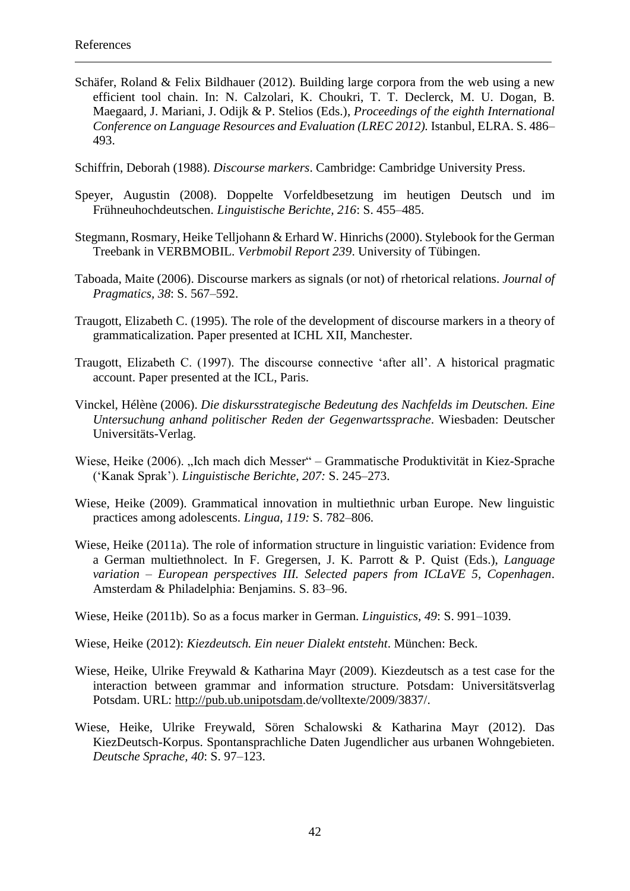Schäfer, Roland & Felix Bildhauer (2012). Building large corpora from the web using a new efficient tool chain. In: N. Calzolari, K. Choukri, T. T. Declerck, M. U. Dogan, B. Maegaard, J. Mariani, J. Odijk & P. Stelios (Eds.), *Proceedings of the eighth International Conference on Language Resources and Evaluation (LREC 2012).* Istanbul, ELRA. S. 486–493.

Schiffrin, Deborah (1988). *Discourse markers*. Cambridge: Cambridge University Press.

Speyer, Augustin (2008). Doppelte Vorfeldbesetzung im heutigen Deutsch und im Frühneuhochdeutschen. *Linguistische Berichte, 216*: S. 455–485.

Stegmann, Rosmary, Heike Telljohann & Erhard W. Hinrichs (2000). Stylebook for the German Treebank in VERBMOBIL. *Verbmobil Report 239*. University of Tübingen.

Taboada, Maite (2006). Discourse markers as signals (or not) of rhetorical relations. *Journal of Pragmatics, 38*: S. 567–592.

Traugott, Elizabeth C. (1995). The role of the development of discourse markers in a theory of grammaticalization. Paper presented at ICHL XII, Manchester.

Traugott, Elizabeth C. (1997). The discourse connective 'after all'. A historical pragmatic account. Paper presented at the ICL, Paris.

Vinckel, Hélène (2006). *Die diskursstrategische Bedeutung des Nachfelds im Deutschen. Eine Untersuchung anhand politischer Reden der Gegenwartssprache*. Wiesbaden: Deutscher Universitäts-Verlag.

Wiese, Heike (2006). „Ich mach dich Messer" – Grammatische Produktivität in Kiez-Sprache ('Kanak Sprak'). *Linguistische Berichte, 207:* S. 245–273.

Wiese, Heike (2009). Grammatical innovation in multiethnic urban Europe. New linguistic practices among adolescents. *Lingua, 119:* S. 782–806.

Wiese, Heike (2011a). The role of information structure in linguistic variation: Evidence from a German multiethnolect. In F. Gregersen, J. K. Parrott & P. Quist (Eds.), *Language variation – European perspectives III. Selected papers from ICLaVE 5, Copenhagen*. Amsterdam & Philadelphia: Benjamins. S. 83–96.

Wiese, Heike (2011b). So as a focus marker in German. *Linguistics, 49*: S. 991–1039.

Wiese, Heike (2012): *Kiezdeutsch. Ein neuer Dialekt entsteht*. München: Beck.

Wiese, Heike, Ulrike Freywald & Katharina Mayr (2009). Kiezdeutsch as a test case for the interaction between grammar and information structure. Potsdam: Universitätsverlag Potsdam. URL: http://pub.ub.unipotsdam.de/volltexte/2009/3837/.

Wiese, Heike, Ulrike Freywald, Sören Schalowski & Katharina Mayr (2012). Das KiezDeutsch-Korpus. Spontansprachliche Daten Jugendlicher aus urbanen Wohngebieten. *Deutsche Sprache, 40*: S. 97–123.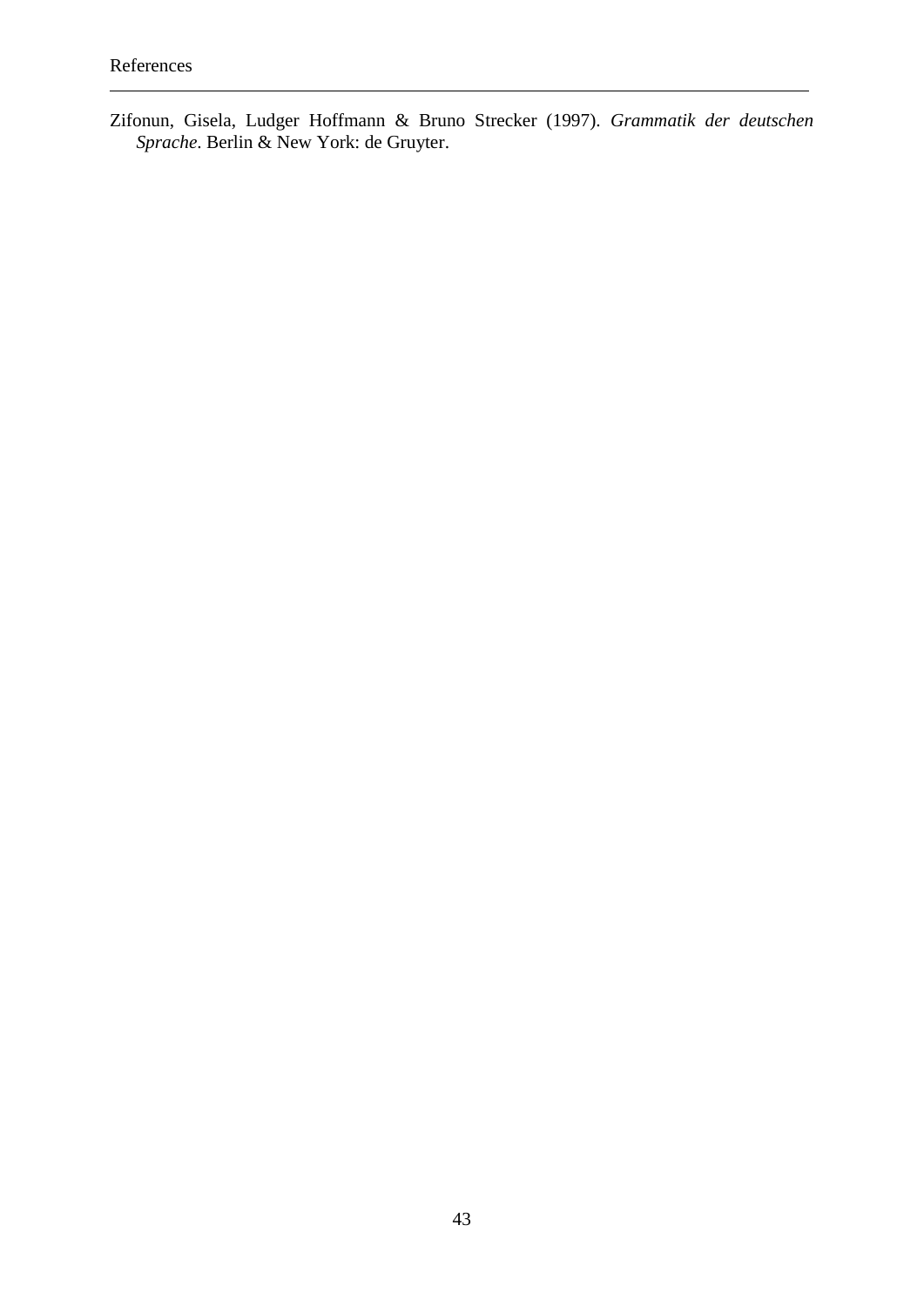Zifonun, Gisela, Ludger Hoffmann & Bruno Strecker (1997). *Grammatik der deutschen Sprache*. Berlin & New York: de Gruyter.